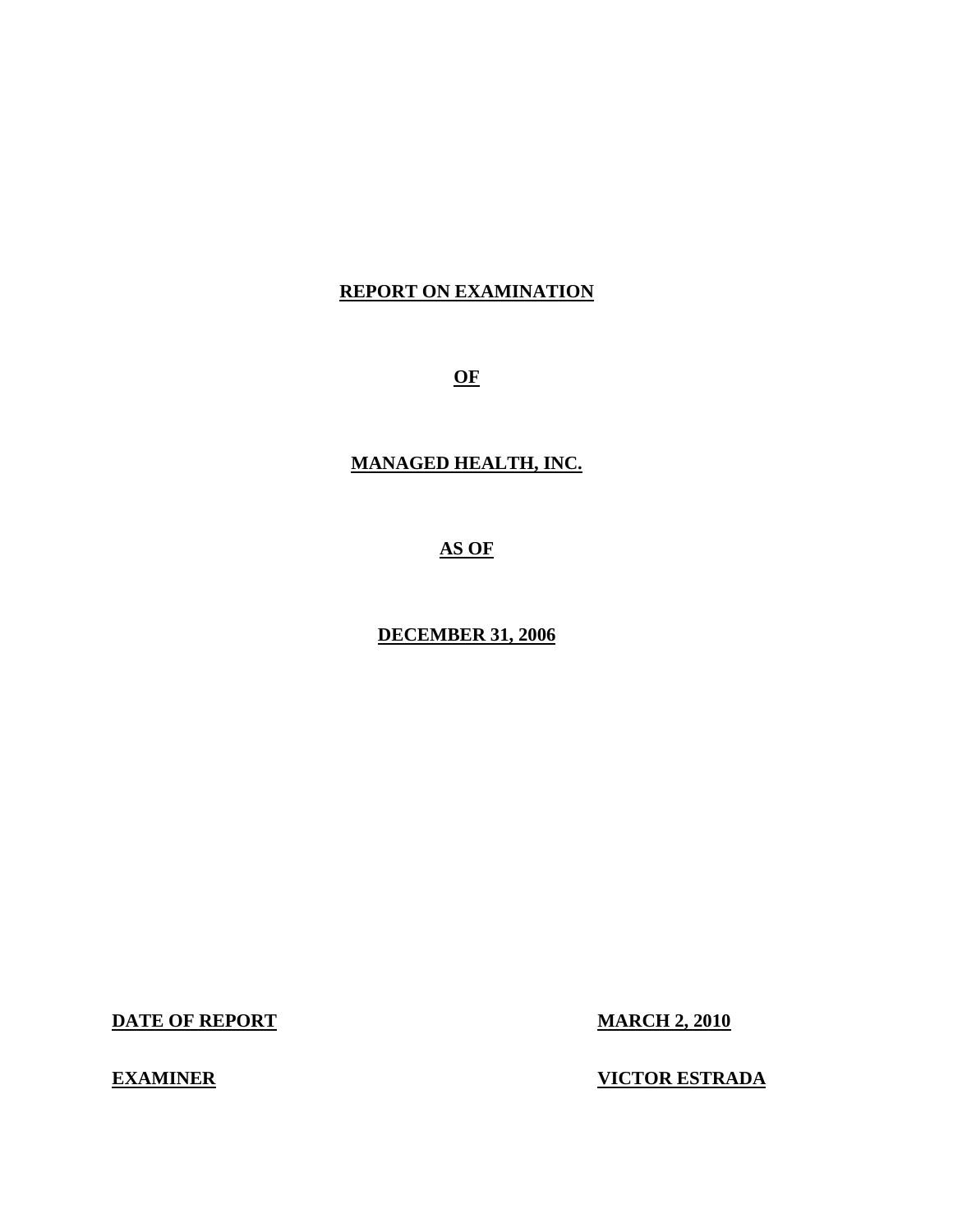# REPORT ON EXAMINATION

# OF

# MANAGED HEALTH, INC.

# AS OF

# DECEMBER 31, 2006

| **DATE OF REPORT** | **MARCH 2, 2010** |
|---|---|
| **EXAMINER** | **VICTOR ESTRADA** |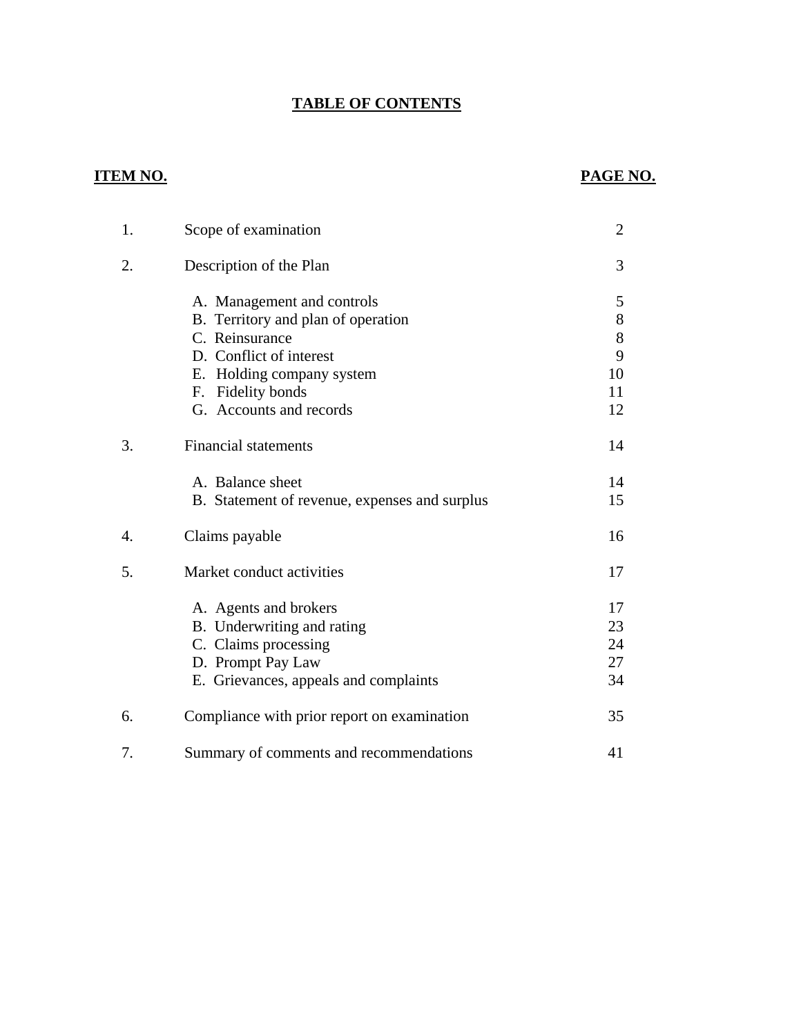# TABLE OF CONTENTS

| ITEM NO. | | PAGE NO. |
|---|---|---|
| 1. | Scope of examination | 2 |
| 2. | Description of the Plan | 3 |
| | A. Management and controls | 5 |
| | B. Territory and plan of operation | 8 |
| | C. Reinsurance | 8 |
| | D. Conflict of interest | 9 |
| | E. Holding company system | 10 |
| | F. Fidelity bonds | 11 |
| | G. Accounts and records | 12 |
| 3. | Financial statements | 14 |
| | A. Balance sheet | 14 |
| | B. Statement of revenue, expenses and surplus | 15 |
| 4. | Claims payable | 16 |
| 5. | Market conduct activities | 17 |
| | A. Agents and brokers | 17 |
| | B. Underwriting and rating | 23 |
| | C. Claims processing | 24 |
| | D. Prompt Pay Law | 27 |
| | E. Grievances, appeals and complaints | 34 |
| 6. | Compliance with prior report on examination | 35 |
| 7. | Summary of comments and recommendations | 41 |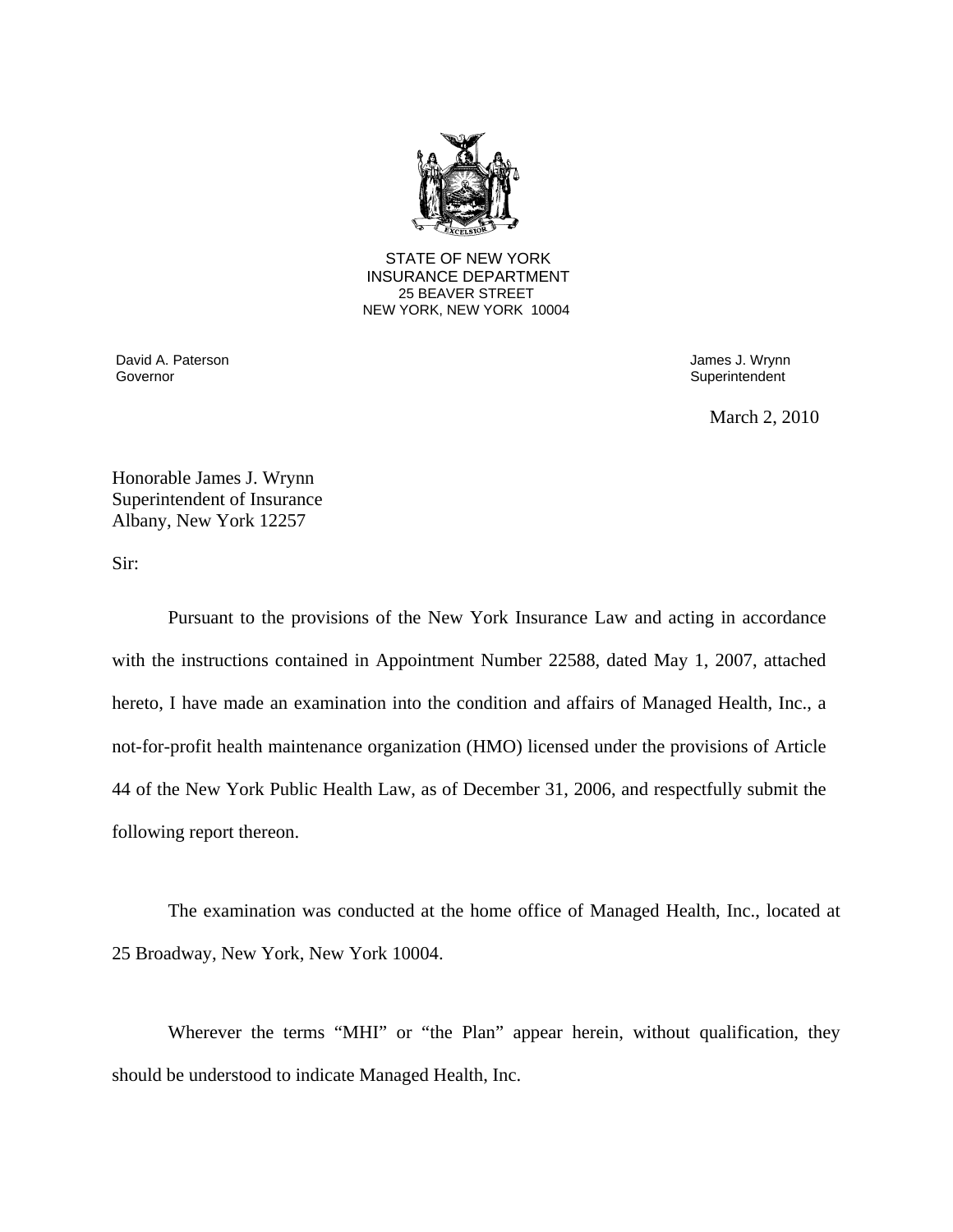STATE OF NEW YORK
INSURANCE DEPARTMENT
25 BEAVER STREET
NEW YORK, NEW YORK 10004

David A. Paterson
Governor

James J. Wrynn
Superintendent

March 2, 2010

Honorable James J. Wrynn
Superintendent of Insurance
Albany, New York 12257

Sir:

Pursuant to the provisions of the New York Insurance Law and acting in accordance with the instructions contained in Appointment Number 22588, dated May 1, 2007, attached hereto, I have made an examination into the condition and affairs of Managed Health, Inc., a not-for-profit health maintenance organization (HMO) licensed under the provisions of Article 44 of the New York Public Health Law, as of December 31, 2006, and respectfully submit the following report thereon.

The examination was conducted at the home office of Managed Health, Inc., located at 25 Broadway, New York, New York 10004.

Wherever the terms "MHI" or "the Plan" appear herein, without qualification, they should be understood to indicate Managed Health, Inc.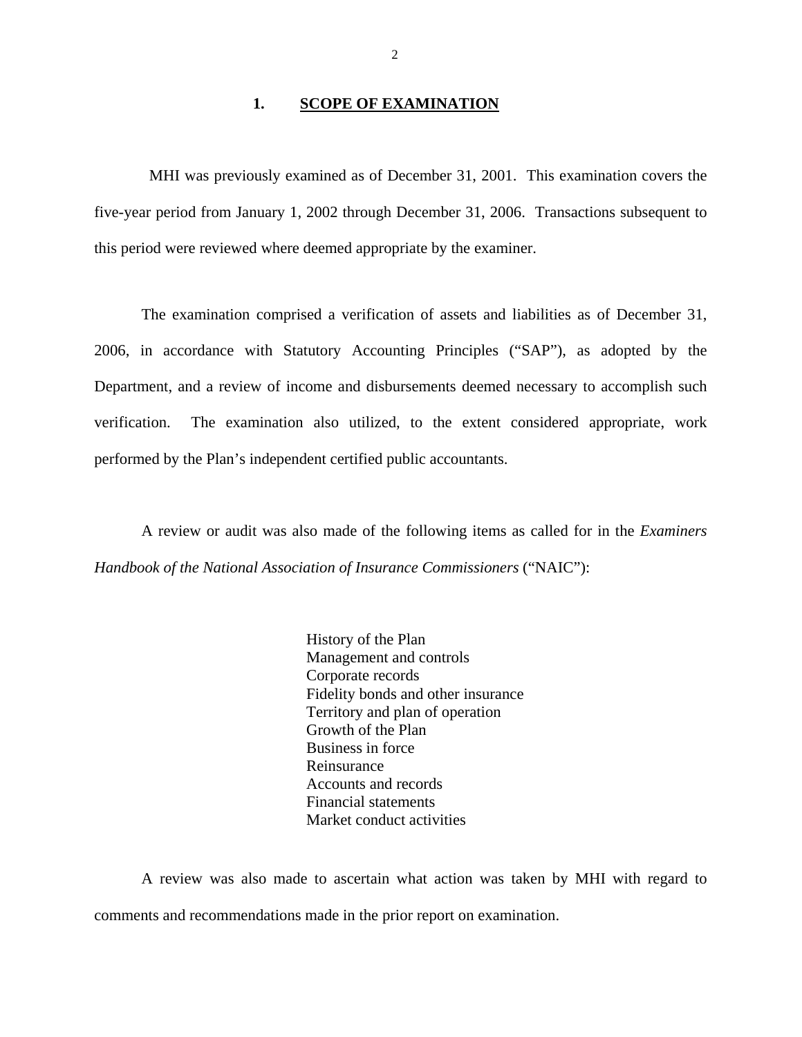## 1. SCOPE OF EXAMINATION

MHI was previously examined as of December 31, 2001. This examination covers the five-year period from January 1, 2002 through December 31, 2006. Transactions subsequent to this period were reviewed where deemed appropriate by the examiner.

The examination comprised a verification of assets and liabilities as of December 31, 2006, in accordance with Statutory Accounting Principles ("SAP"), as adopted by the Department, and a review of income and disbursements deemed necessary to accomplish such verification. The examination also utilized, to the extent considered appropriate, work performed by the Plan's independent certified public accountants.

A review or audit was also made of the following items as called for in the *Examiners Handbook of the National Association of Insurance Commissioners* ("NAIC"):

- History of the Plan
- Management and controls
- Corporate records
- Fidelity bonds and other insurance
- Territory and plan of operation
- Growth of the Plan
- Business in force
- Reinsurance
- Accounts and records
- Financial statements
- Market conduct activities

A review was also made to ascertain what action was taken by MHI with regard to comments and recommendations made in the prior report on examination.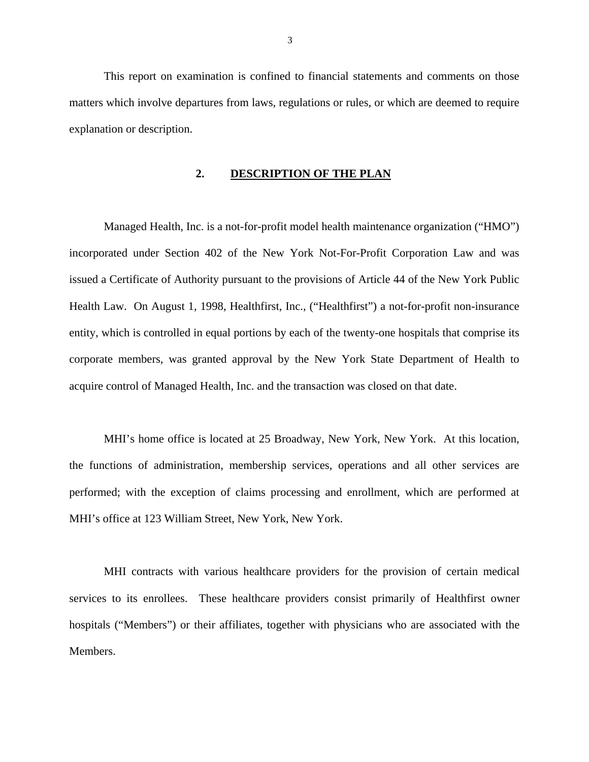This report on examination is confined to financial statements and comments on those matters which involve departures from laws, regulations or rules, or which are deemed to require explanation or description.

## 2. DESCRIPTION OF THE PLAN

Managed Health, Inc. is a not-for-profit model health maintenance organization ("HMO") incorporated under Section 402 of the New York Not-For-Profit Corporation Law and was issued a Certificate of Authority pursuant to the provisions of Article 44 of the New York Public Health Law. On August 1, 1998, Healthfirst, Inc., ("Healthfirst") a not-for-profit non-insurance entity, which is controlled in equal portions by each of the twenty-one hospitals that comprise its corporate members, was granted approval by the New York State Department of Health to acquire control of Managed Health, Inc. and the transaction was closed on that date.

MHI's home office is located at 25 Broadway, New York, New York. At this location, the functions of administration, membership services, operations and all other services are performed; with the exception of claims processing and enrollment, which are performed at MHI's office at 123 William Street, New York, New York.

MHI contracts with various healthcare providers for the provision of certain medical services to its enrollees. These healthcare providers consist primarily of Healthfirst owner hospitals ("Members") or their affiliates, together with physicians who are associated with the Members.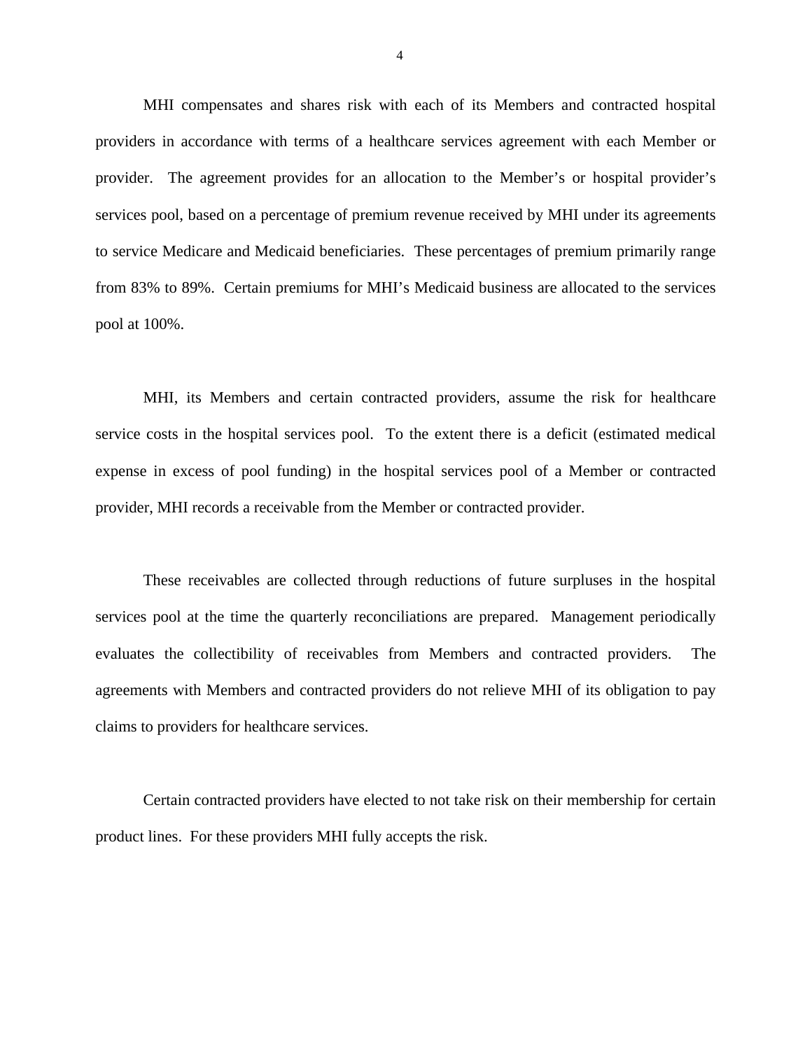MHI compensates and shares risk with each of its Members and contracted hospital providers in accordance with terms of a healthcare services agreement with each Member or provider. The agreement provides for an allocation to the Member's or hospital provider's services pool, based on a percentage of premium revenue received by MHI under its agreements to service Medicare and Medicaid beneficiaries. These percentages of premium primarily range from 83% to 89%. Certain premiums for MHI's Medicaid business are allocated to the services pool at 100%.

MHI, its Members and certain contracted providers, assume the risk for healthcare service costs in the hospital services pool. To the extent there is a deficit (estimated medical expense in excess of pool funding) in the hospital services pool of a Member or contracted provider, MHI records a receivable from the Member or contracted provider.

These receivables are collected through reductions of future surpluses in the hospital services pool at the time the quarterly reconciliations are prepared. Management periodically evaluates the collectibility of receivables from Members and contracted providers. The agreements with Members and contracted providers do not relieve MHI of its obligation to pay claims to providers for healthcare services.

Certain contracted providers have elected to not take risk on their membership for certain product lines. For these providers MHI fully accepts the risk.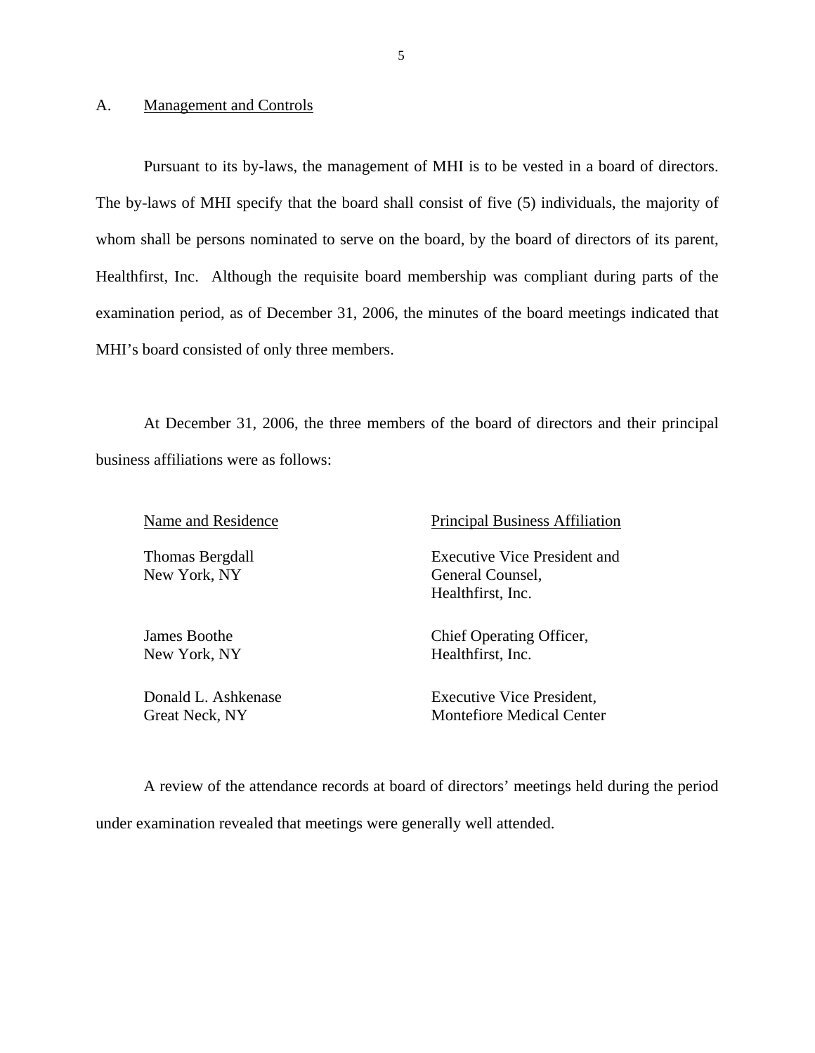## A. Management and Controls

Pursuant to its by-laws, the management of MHI is to be vested in a board of directors. The by-laws of MHI specify that the board shall consist of five (5) individuals, the majority of whom shall be persons nominated to serve on the board, by the board of directors of its parent, Healthfirst, Inc. Although the requisite board membership was compliant during parts of the examination period, as of December 31, 2006, the minutes of the board meetings indicated that MHI's board consisted of only three members.

At December 31, 2006, the three members of the board of directors and their principal business affiliations were as follows:

| Name and Residence | Principal Business Affiliation |
|---|---|
| Thomas Bergdall<br>New York, NY | Executive Vice President and General Counsel,<br>Healthfirst, Inc. |
| James Boothe<br>New York, NY | Chief Operating Officer,<br>Healthfirst, Inc. |
| Donald L. Ashkenase<br>Great Neck, NY | Executive Vice President,<br>Montefiore Medical Center |

A review of the attendance records at board of directors' meetings held during the period under examination revealed that meetings were generally well attended.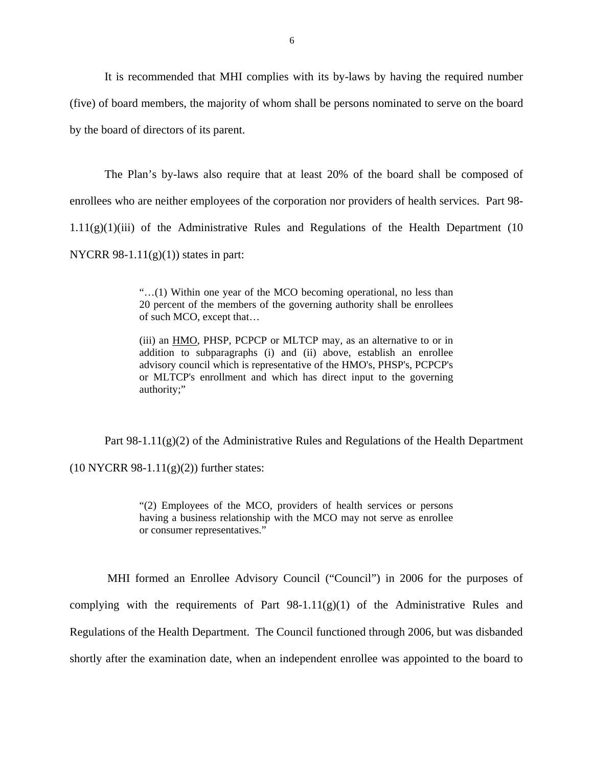It is recommended that MHI complies with its by-laws by having the required number (five) of board members, the majority of whom shall be persons nominated to serve on the board by the board of directors of its parent.

The Plan's by-laws also require that at least 20% of the board shall be composed of enrollees who are neither employees of the corporation nor providers of health services. Part 98-1.11(g)(1)(iii) of the Administrative Rules and Regulations of the Health Department (10 NYCRR 98-1.11(g)(1)) states in part:

> "…(1) Within one year of the MCO becoming operational, no less than 20 percent of the members of the governing authority shall be enrollees of such MCO, except that…
>
> (iii) an HMO, PHSP, PCPCP or MLTCP may, as an alternative to or in addition to subparagraphs (i) and (ii) above, establish an enrollee advisory council which is representative of the HMO's, PHSP's, PCPCP's or MLTCP's enrollment and which has direct input to the governing authority;"

Part 98-1.11(g)(2) of the Administrative Rules and Regulations of the Health Department (10 NYCRR 98-1.11(g)(2)) further states:

> "(2) Employees of the MCO, providers of health services or persons having a business relationship with the MCO may not serve as enrollee or consumer representatives."

MHI formed an Enrollee Advisory Council ("Council") in 2006 for the purposes of complying with the requirements of Part 98-1.11(g)(1) of the Administrative Rules and Regulations of the Health Department. The Council functioned through 2006, but was disbanded shortly after the examination date, when an independent enrollee was appointed to the board to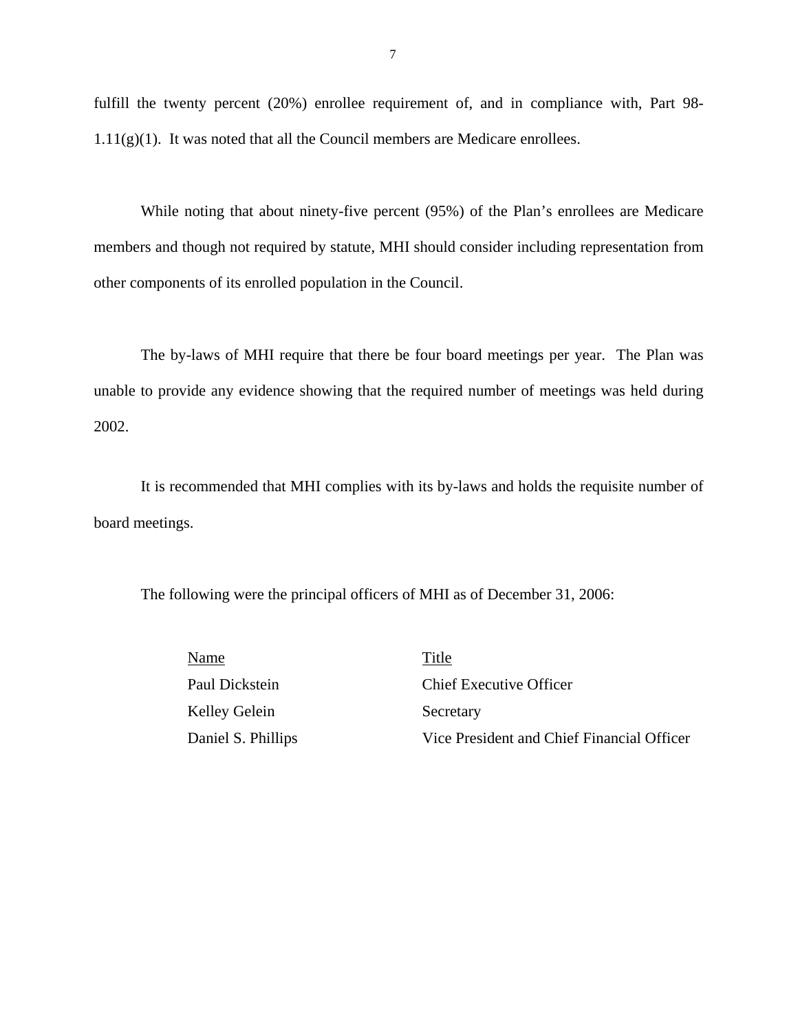fulfill the twenty percent (20%) enrollee requirement of, and in compliance with, Part 98-1.11(g)(1). It was noted that all the Council members are Medicare enrollees.

While noting that about ninety-five percent (95%) of the Plan's enrollees are Medicare members and though not required by statute, MHI should consider including representation from other components of its enrolled population in the Council.

The by-laws of MHI require that there be four board meetings per year. The Plan was unable to provide any evidence showing that the required number of meetings was held during 2002.

It is recommended that MHI complies with its by-laws and holds the requisite number of board meetings.

The following were the principal officers of MHI as of December 31, 2006:

| Name | Title |
|---|---|
| Paul Dickstein | Chief Executive Officer |
| Kelley Gelein | Secretary |
| Daniel S. Phillips | Vice President and Chief Financial Officer |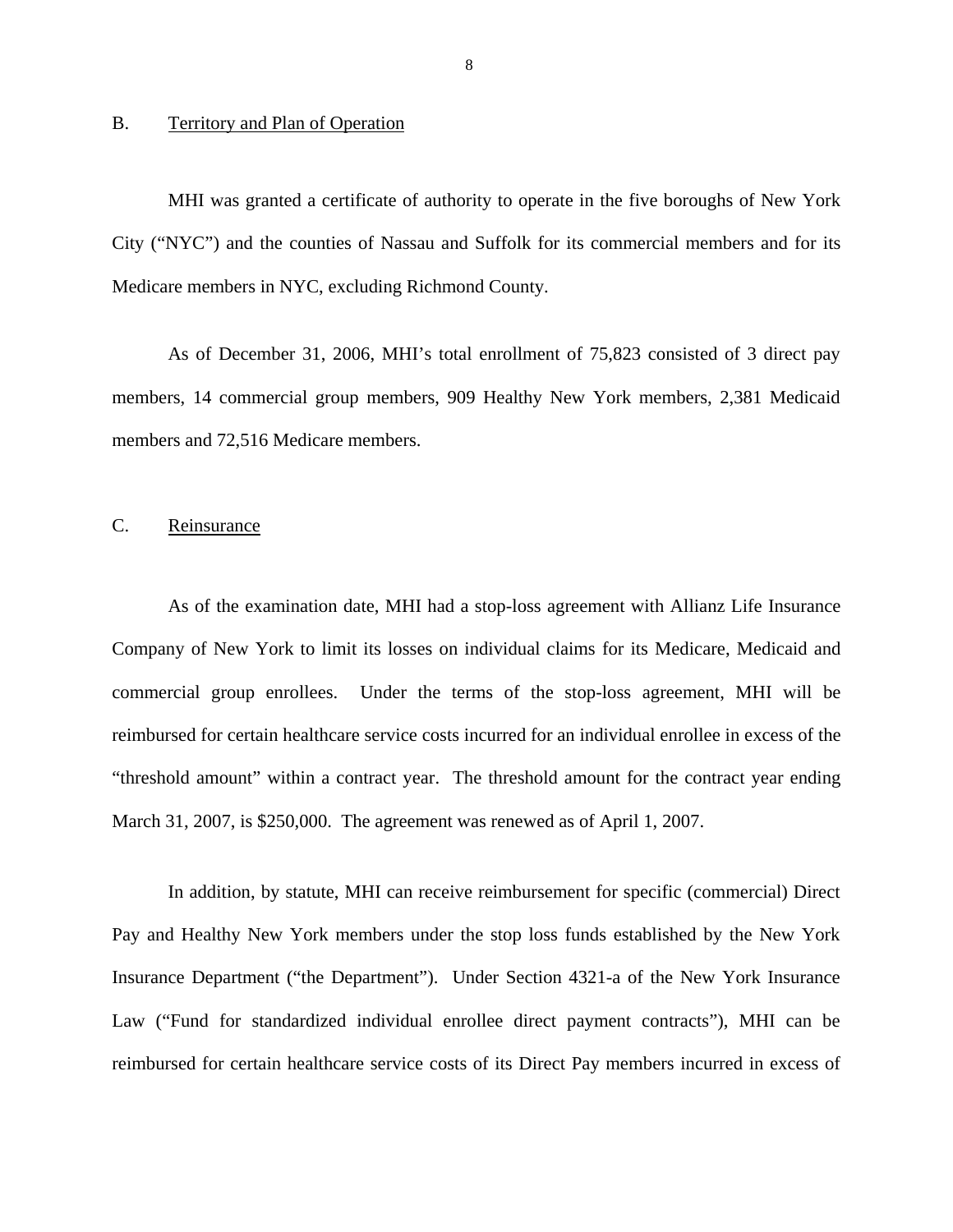## B. Territory and Plan of Operation

MHI was granted a certificate of authority to operate in the five boroughs of New York City ("NYC") and the counties of Nassau and Suffolk for its commercial members and for its Medicare members in NYC, excluding Richmond County.

As of December 31, 2006, MHI's total enrollment of 75,823 consisted of 3 direct pay members, 14 commercial group members, 909 Healthy New York members, 2,381 Medicaid members and 72,516 Medicare members.

## C. Reinsurance

As of the examination date, MHI had a stop-loss agreement with Allianz Life Insurance Company of New York to limit its losses on individual claims for its Medicare, Medicaid and commercial group enrollees. Under the terms of the stop-loss agreement, MHI will be reimbursed for certain healthcare service costs incurred for an individual enrollee in excess of the "threshold amount" within a contract year. The threshold amount for the contract year ending March 31, 2007, is $250,000. The agreement was renewed as of April 1, 2007.

In addition, by statute, MHI can receive reimbursement for specific (commercial) Direct Pay and Healthy New York members under the stop loss funds established by the New York Insurance Department ("the Department"). Under Section 4321-a of the New York Insurance Law ("Fund for standardized individual enrollee direct payment contracts"), MHI can be reimbursed for certain healthcare service costs of its Direct Pay members incurred in excess of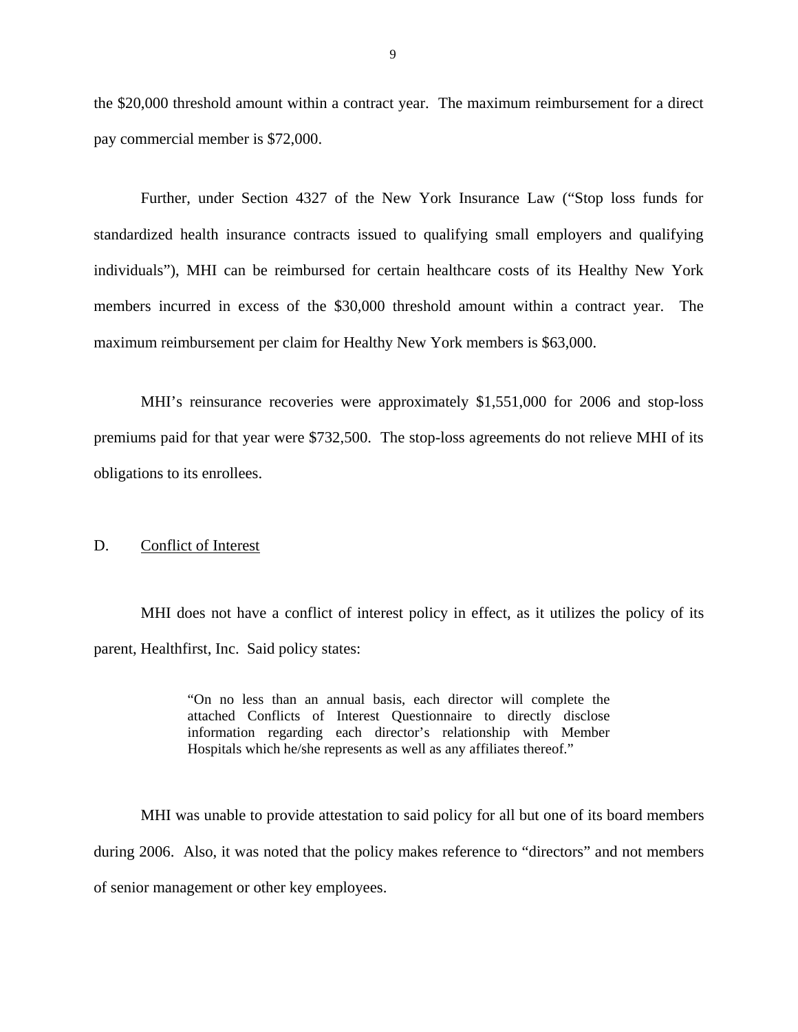the $20,000 threshold amount within a contract year. The maximum reimbursement for a direct pay commercial member is $72,000.

Further, under Section 4327 of the New York Insurance Law ("Stop loss funds for standardized health insurance contracts issued to qualifying small employers and qualifying individuals"), MHI can be reimbursed for certain healthcare costs of its Healthy New York members incurred in excess of the $30,000 threshold amount within a contract year. The maximum reimbursement per claim for Healthy New York members is $63,000.

MHI's reinsurance recoveries were approximately $1,551,000 for 2006 and stop-loss premiums paid for that year were $732,500. The stop-loss agreements do not relieve MHI of its obligations to its enrollees.

## D. Conflict of Interest

MHI does not have a conflict of interest policy in effect, as it utilizes the policy of its parent, Healthfirst, Inc. Said policy states:

> "On no less than an annual basis, each director will complete the attached Conflicts of Interest Questionnaire to directly disclose information regarding each director's relationship with Member Hospitals which he/she represents as well as any affiliates thereof."

MHI was unable to provide attestation to said policy for all but one of its board members during 2006. Also, it was noted that the policy makes reference to "directors" and not members of senior management or other key employees.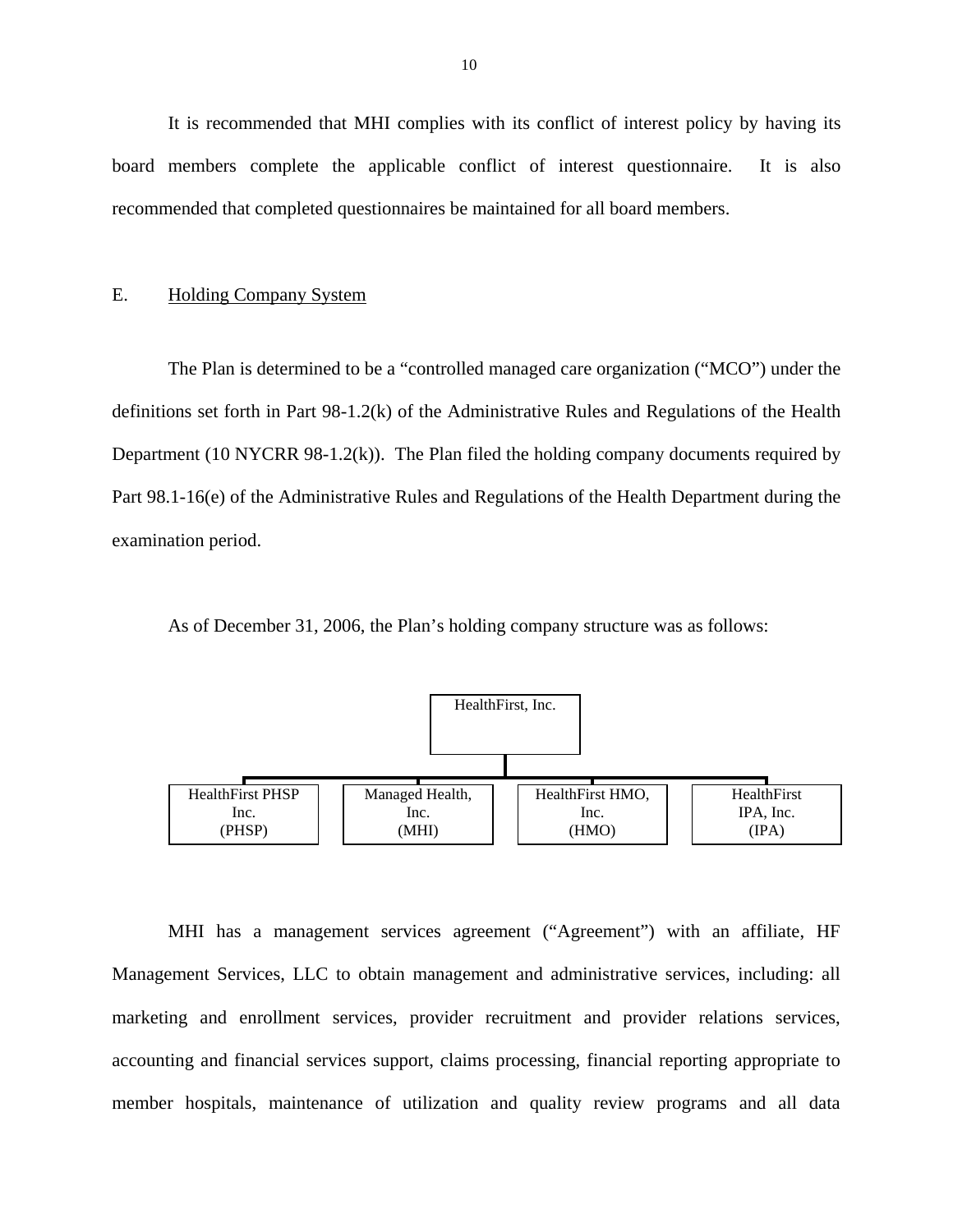It is recommended that MHI complies with its conflict of interest policy by having its board members complete the applicable conflict of interest questionnaire. It is also recommended that completed questionnaires be maintained for all board members.

## E. Holding Company System

The Plan is determined to be a "controlled managed care organization ("MCO") under the definitions set forth in Part 98-1.2(k) of the Administrative Rules and Regulations of the Health Department (10 NYCRR 98-1.2(k)). The Plan filed the holding company documents required by Part 98.1-16(e) of the Administrative Rules and Regulations of the Health Department during the examination period.

As of December 31, 2006, the Plan's holding company structure was as follows:

HealthFirst, Inc.

- HealthFirst PHSP Inc. (PHSP)
- Managed Health, Inc. (MHI)
- HealthFirst HMO, Inc. (HMO)
- HealthFirst IPA, Inc. (IPA)

MHI has a management services agreement ("Agreement") with an affiliate, HF Management Services, LLC to obtain management and administrative services, including: all marketing and enrollment services, provider recruitment and provider relations services, accounting and financial services support, claims processing, financial reporting appropriate to member hospitals, maintenance of utilization and quality review programs and all data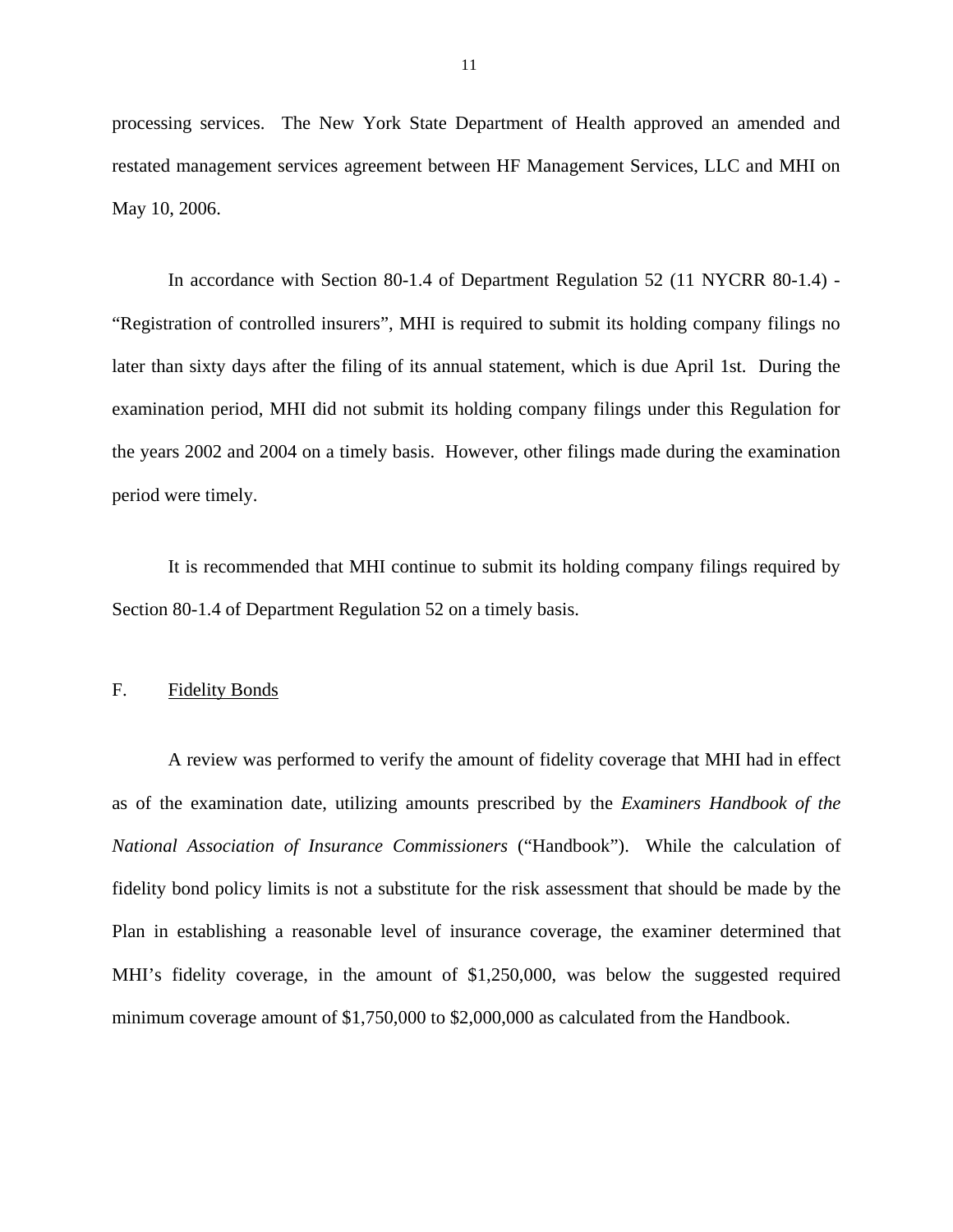processing services. The New York State Department of Health approved an amended and restated management services agreement between HF Management Services, LLC and MHI on May 10, 2006.

In accordance with Section 80-1.4 of Department Regulation 52 (11 NYCRR 80-1.4) - "Registration of controlled insurers", MHI is required to submit its holding company filings no later than sixty days after the filing of its annual statement, which is due April 1st. During the examination period, MHI did not submit its holding company filings under this Regulation for the years 2002 and 2004 on a timely basis. However, other filings made during the examination period were timely.

It is recommended that MHI continue to submit its holding company filings required by Section 80-1.4 of Department Regulation 52 on a timely basis.

## F. Fidelity Bonds

A review was performed to verify the amount of fidelity coverage that MHI had in effect as of the examination date, utilizing amounts prescribed by the *Examiners Handbook of the National Association of Insurance Commissioners* ("Handbook"). While the calculation of fidelity bond policy limits is not a substitute for the risk assessment that should be made by the Plan in establishing a reasonable level of insurance coverage, the examiner determined that MHI's fidelity coverage, in the amount of $1,250,000, was below the suggested required minimum coverage amount of $1,750,000 to $2,000,000 as calculated from the Handbook.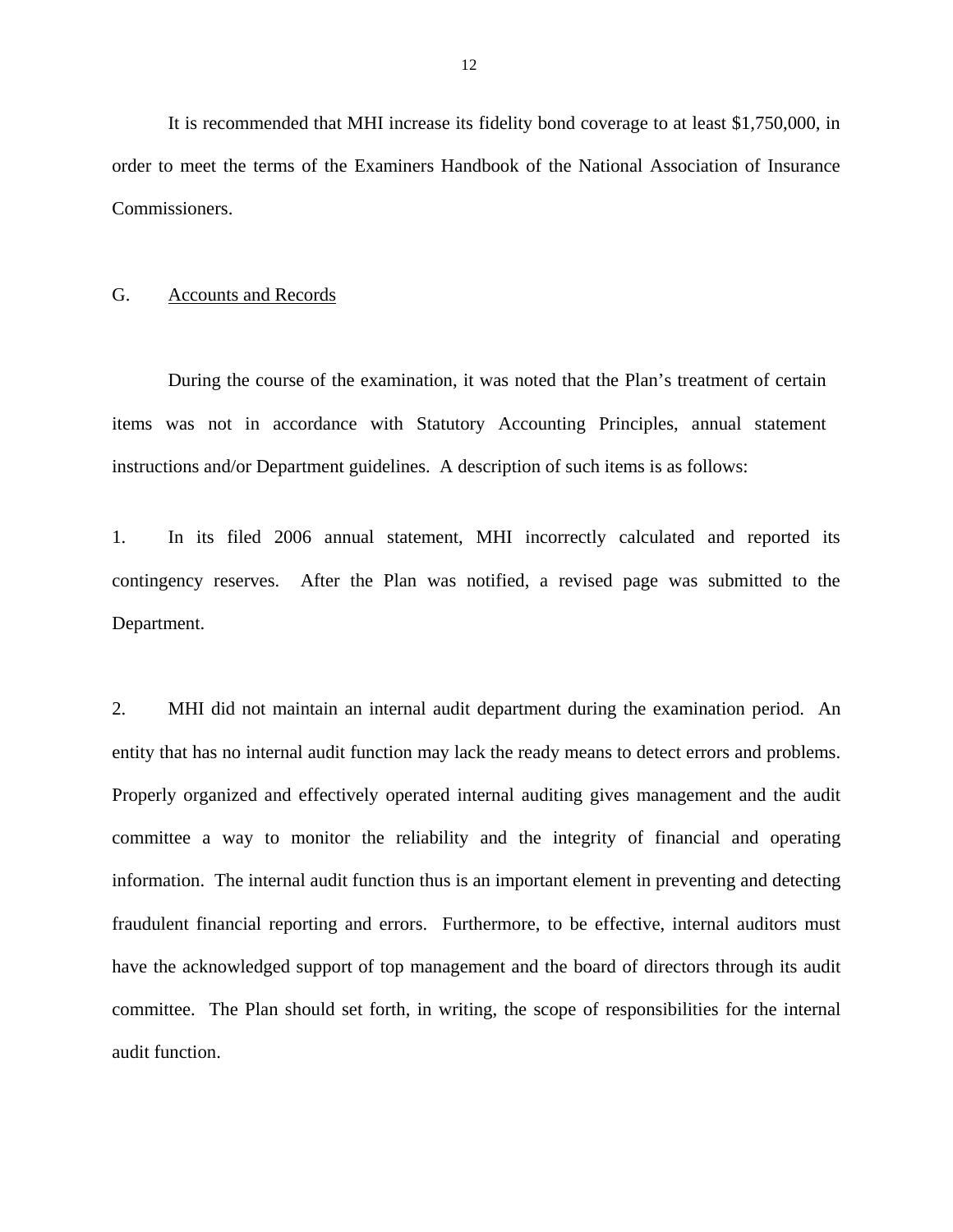It is recommended that MHI increase its fidelity bond coverage to at least $1,750,000, in order to meet the terms of the Examiners Handbook of the National Association of Insurance Commissioners.

## G. Accounts and Records

During the course of the examination, it was noted that the Plan's treatment of certain items was not in accordance with Statutory Accounting Principles, annual statement instructions and/or Department guidelines. A description of such items is as follows:

1. In its filed 2006 annual statement, MHI incorrectly calculated and reported its contingency reserves. After the Plan was notified, a revised page was submitted to the Department.

2. MHI did not maintain an internal audit department during the examination period. An entity that has no internal audit function may lack the ready means to detect errors and problems. Properly organized and effectively operated internal auditing gives management and the audit committee a way to monitor the reliability and the integrity of financial and operating information. The internal audit function thus is an important element in preventing and detecting fraudulent financial reporting and errors. Furthermore, to be effective, internal auditors must have the acknowledged support of top management and the board of directors through its audit committee. The Plan should set forth, in writing, the scope of responsibilities for the internal audit function.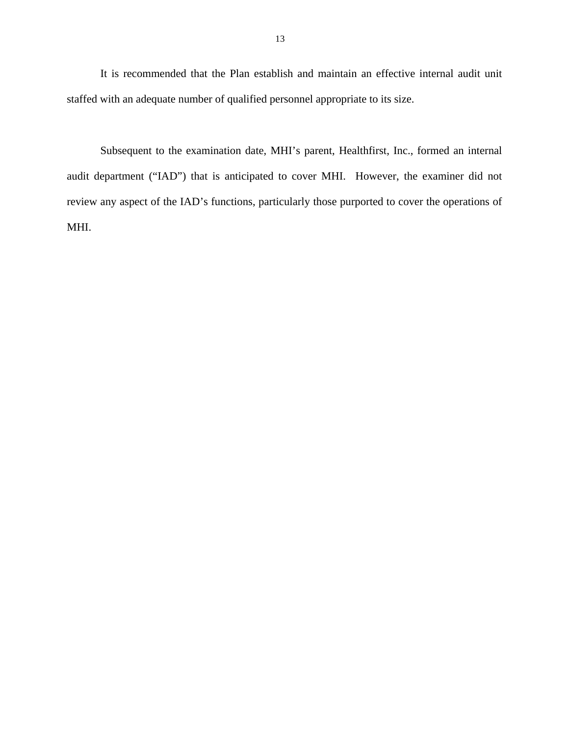It is recommended that the Plan establish and maintain an effective internal audit unit staffed with an adequate number of qualified personnel appropriate to its size.

Subsequent to the examination date, MHI's parent, Healthfirst, Inc., formed an internal audit department ("IAD") that is anticipated to cover MHI. However, the examiner did not review any aspect of the IAD's functions, particularly those purported to cover the operations of MHI.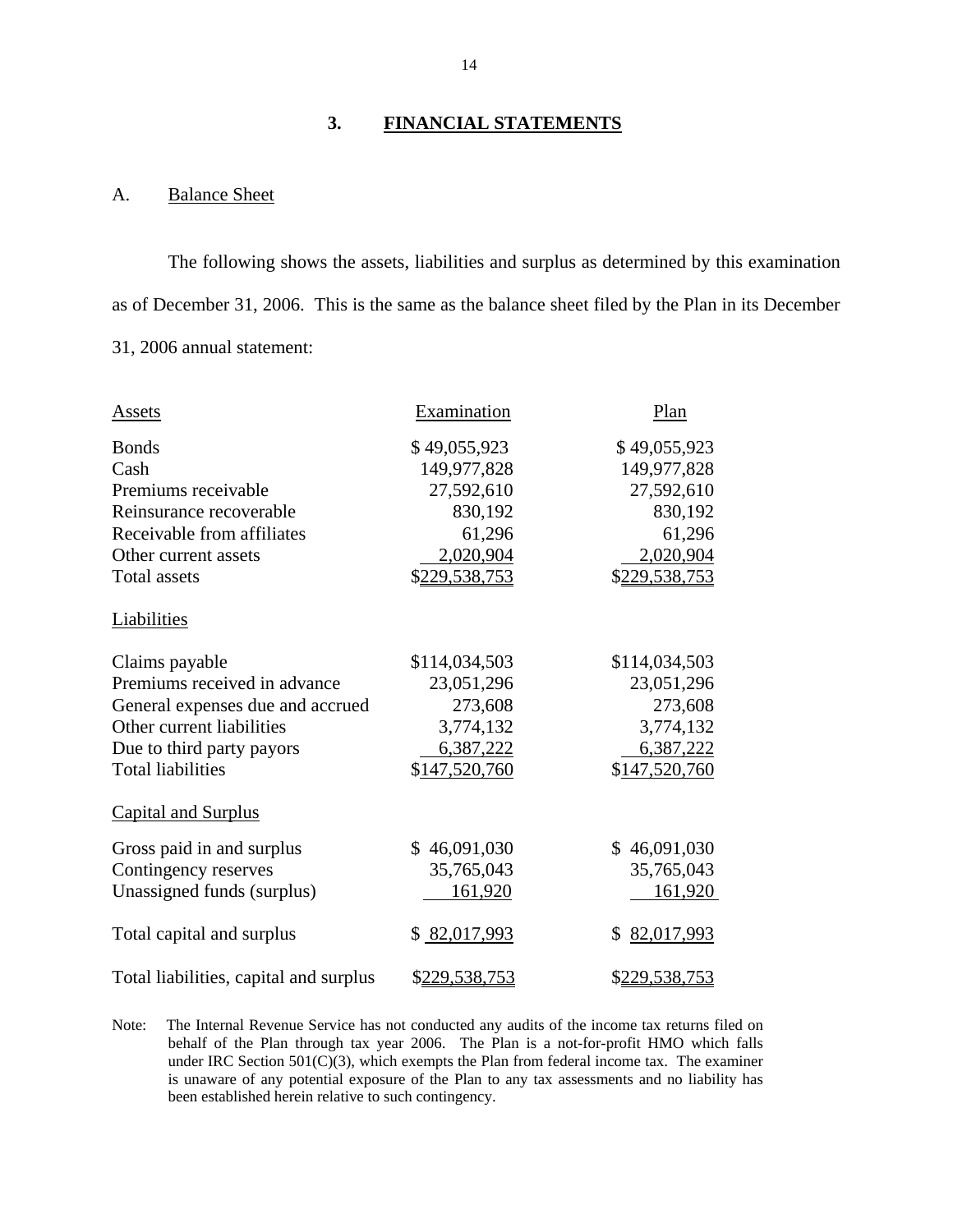## 3. FINANCIAL STATEMENTS

### A. Balance Sheet

The following shows the assets, liabilities and surplus as determined by this examination as of December 31, 2006. This is the same as the balance sheet filed by the Plan in its December 31, 2006 annual statement:

| Assets | Examination | Plan |
|---|---|---|
| Bonds | $ 49,055,923 | $ 49,055,923 |
| Cash | 149,977,828 | 149,977,828 |
| Premiums receivable | 27,592,610 | 27,592,610 |
| Reinsurance recoverable | 830,192 | 830,192 |
| Receivable from affiliates | 61,296 | 61,296 |
| Other current assets | 2,020,904 | 2,020,904 |
| Total assets | $229,538,753 | $229,538,753 |
| **Liabilities** | | |
| Claims payable | $114,034,503 | $114,034,503 |
| Premiums received in advance | 23,051,296 | 23,051,296 |
| General expenses due and accrued | 273,608 | 273,608 |
| Other current liabilities | 3,774,132 | 3,774,132 |
| Due to third party payors | 6,387,222 | 6,387,222 |
| Total liabilities | $147,520,760 | $147,520,760 |
| **Capital and Surplus** | | |
| Gross paid in and surplus | $ 46,091,030 | $ 46,091,030 |
| Contingency reserves | 35,765,043 | 35,765,043 |
| Unassigned funds (surplus) | 161,920 | 161,920 |
| Total capital and surplus | $ 82,017,993 | $ 82,017,993 |
| Total liabilities, capital and surplus | $229,538,753 | $229,538,753 |

Note: The Internal Revenue Service has not conducted any audits of the income tax returns filed on behalf of the Plan through tax year 2006. The Plan is a not-for-profit HMO which falls under IRC Section 501(C)(3), which exempts the Plan from federal income tax. The examiner is unaware of any potential exposure of the Plan to any tax assessments and no liability has been established herein relative to such contingency.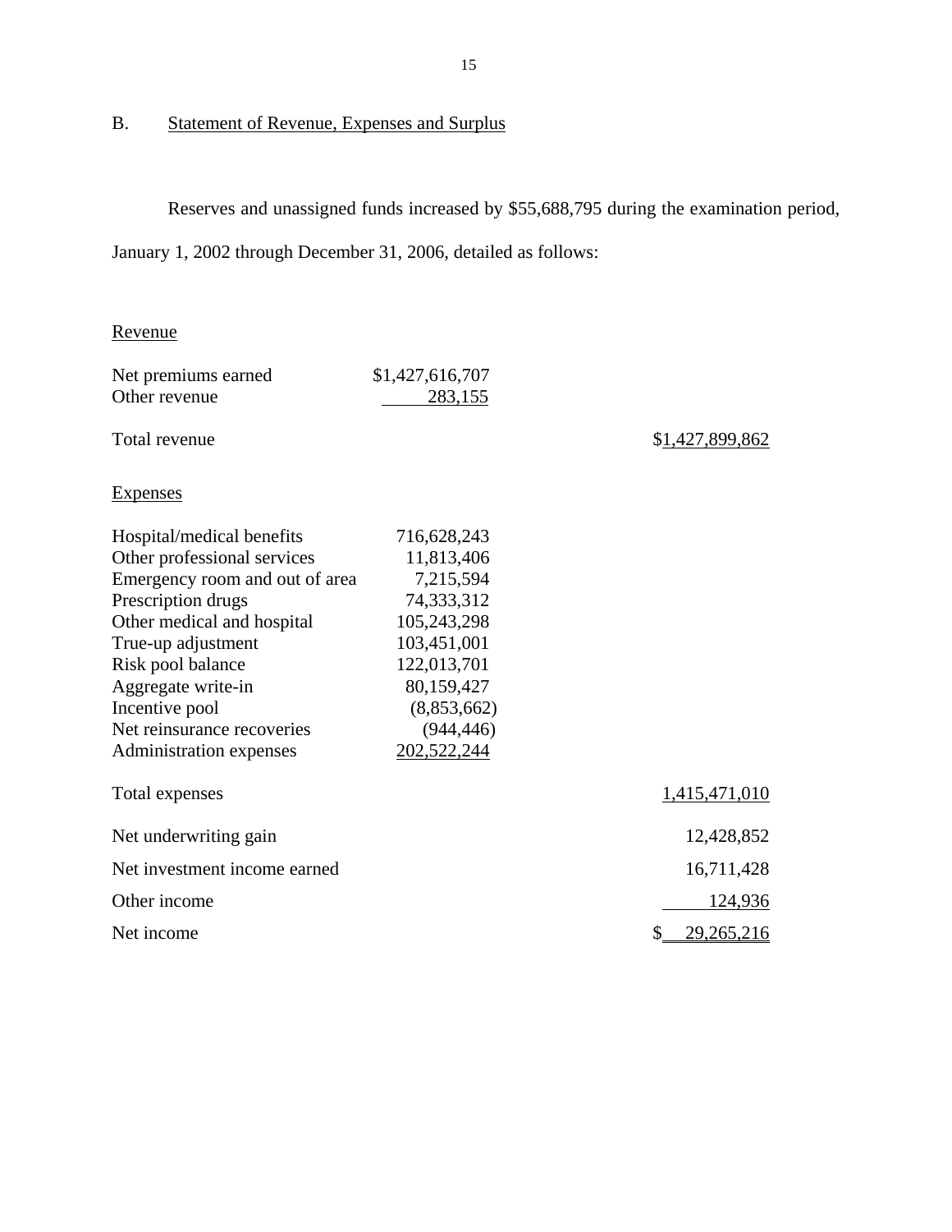## B. Statement of Revenue, Expenses and Surplus

Reserves and unassigned funds increased by $55,688,795 during the examination period, January 1, 2002 through December 31, 2006, detailed as follows:

| | | |
|---|---|---|
| **Revenue** | | |
| Net premiums earned | $1,427,616,707 | |
| Other revenue | 283,155 | |
| Total revenue | | $1,427,899,862 |
| **Expenses** | | |
| Hospital/medical benefits | 716,628,243 | |
| Other professional services | 11,813,406 | |
| Emergency room and out of area | 7,215,594 | |
| Prescription drugs | 74,333,312 | |
| Other medical and hospital | 105,243,298 | |
| True-up adjustment | 103,451,001 | |
| Risk pool balance | 122,013,701 | |
| Aggregate write-in | 80,159,427 | |
| Incentive pool | (8,853,662) | |
| Net reinsurance recoveries | (944,446) | |
| Administration expenses | 202,522,244 | |
| Total expenses | | 1,415,471,010 |
| Net underwriting gain | | 12,428,852 |
| Net investment income earned | | 16,711,428 |
| Other income | | 124,936 |
| Net income | | $ 29,265,216 |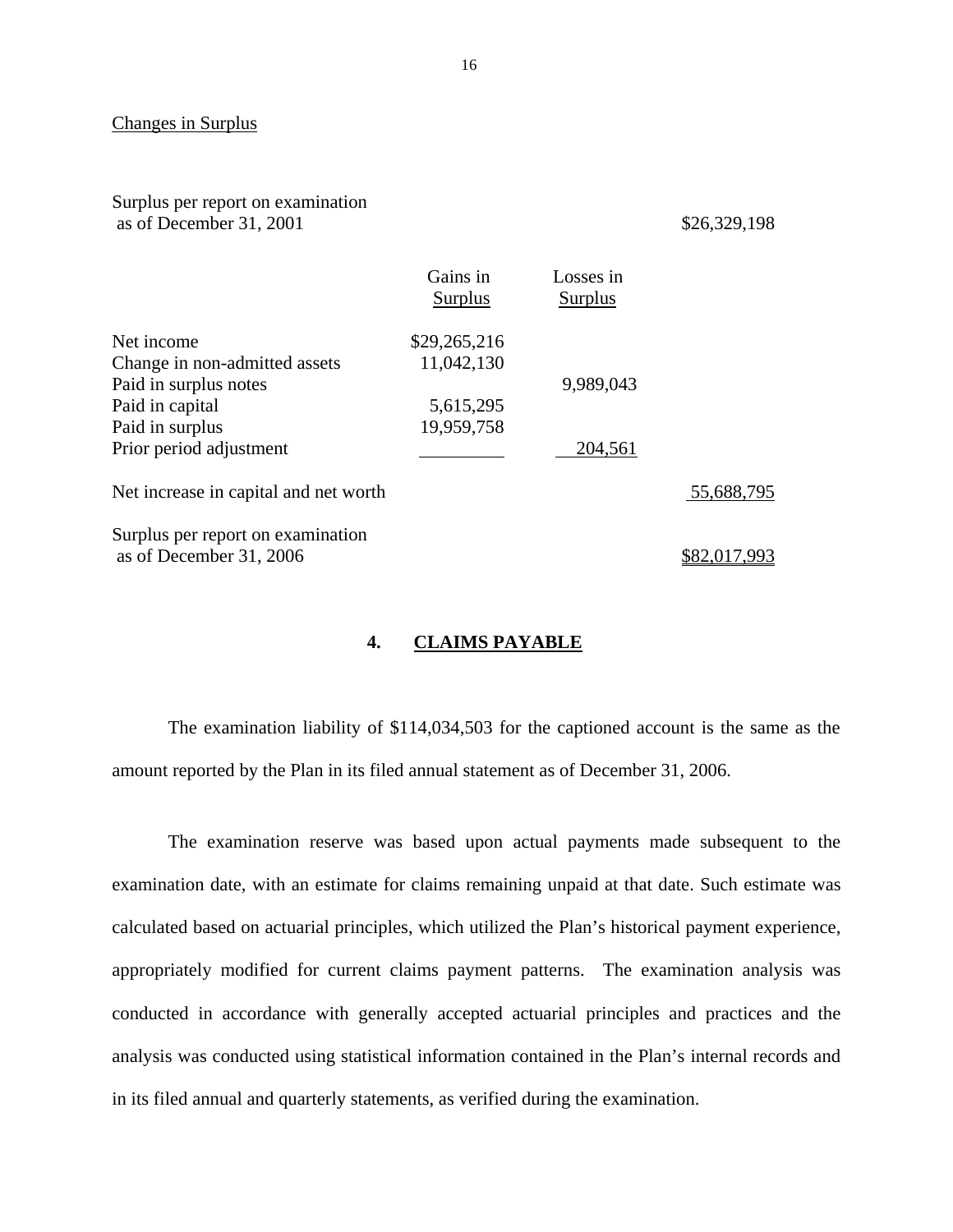Changes in Surplus

| | Gains in Surplus | Losses in Surplus | |
|---|---|---|---|
| Surplus per report on examination as of December 31, 2001 | | | $26,329,198 |
| Net income | $29,265,216 | | |
| Change in non-admitted assets | 11,042,130 | | |
| Paid in surplus notes | | 9,989,043 | |
| Paid in capital | 5,615,295 | | |
| Paid in surplus | 19,959,758 | | |
| Prior period adjustment | | 204,561 | |
| Net increase in capital and net worth | | | 55,688,795 |
| Surplus per report on examination as of December 31, 2006 | | | $82,017,993 |

## 4. CLAIMS PAYABLE

The examination liability of $114,034,503 for the captioned account is the same as the amount reported by the Plan in its filed annual statement as of December 31, 2006.

The examination reserve was based upon actual payments made subsequent to the examination date, with an estimate for claims remaining unpaid at that date. Such estimate was calculated based on actuarial principles, which utilized the Plan's historical payment experience, appropriately modified for current claims payment patterns. The examination analysis was conducted in accordance with generally accepted actuarial principles and practices and the analysis was conducted using statistical information contained in the Plan's internal records and in its filed annual and quarterly statements, as verified during the examination.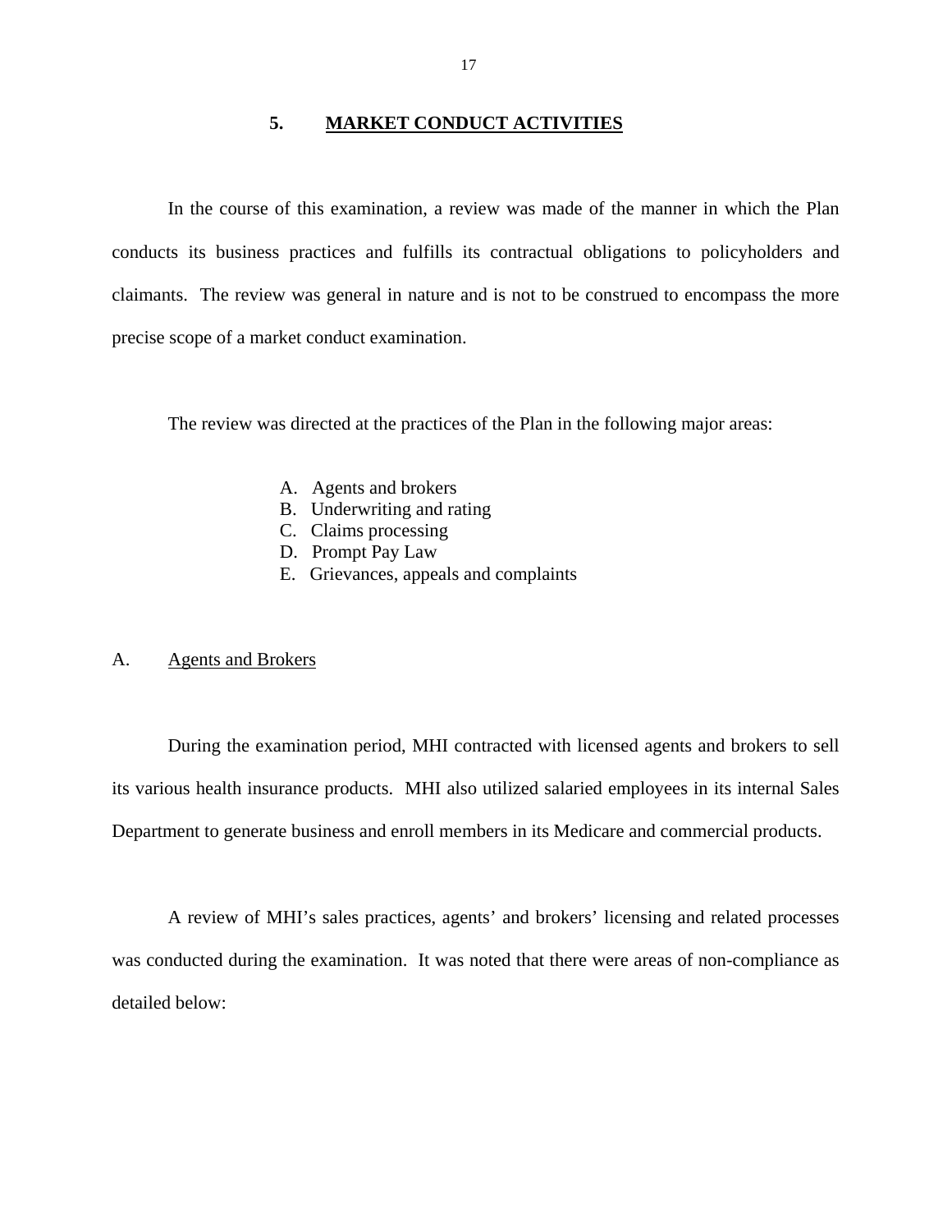## 5. MARKET CONDUCT ACTIVITIES

In the course of this examination, a review was made of the manner in which the Plan conducts its business practices and fulfills its contractual obligations to policyholders and claimants. The review was general in nature and is not to be construed to encompass the more precise scope of a market conduct examination.

The review was directed at the practices of the Plan in the following major areas:

- A. Agents and brokers
- B. Underwriting and rating
- C. Claims processing
- D. Prompt Pay Law
- E. Grievances, appeals and complaints

### A. Agents and Brokers

During the examination period, MHI contracted with licensed agents and brokers to sell its various health insurance products. MHI also utilized salaried employees in its internal Sales Department to generate business and enroll members in its Medicare and commercial products.

A review of MHI's sales practices, agents' and brokers' licensing and related processes was conducted during the examination. It was noted that there were areas of non-compliance as detailed below: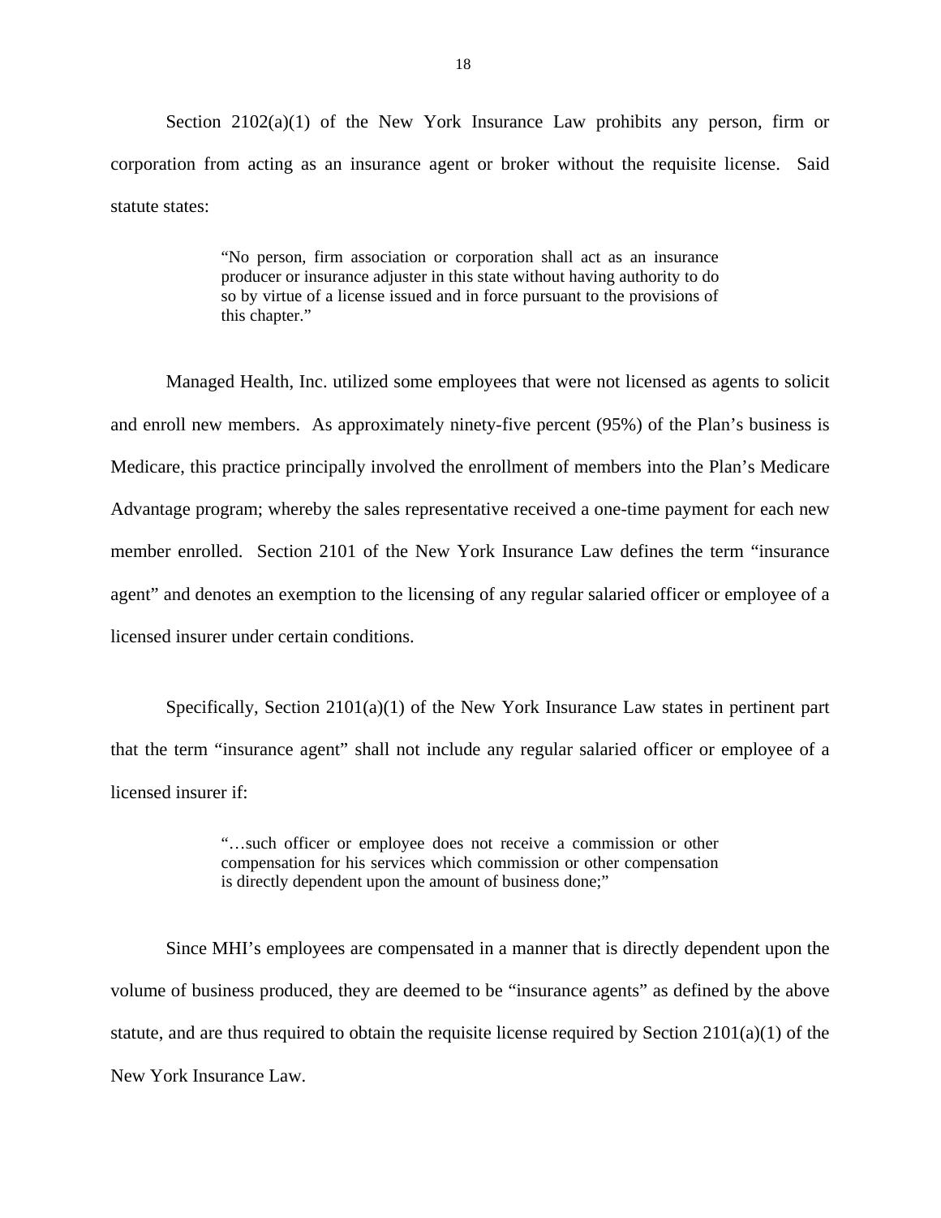Section 2102(a)(1) of the New York Insurance Law prohibits any person, firm or corporation from acting as an insurance agent or broker without the requisite license. Said statute states:

> "No person, firm association or corporation shall act as an insurance producer or insurance adjuster in this state without having authority to do so by virtue of a license issued and in force pursuant to the provisions of this chapter."

Managed Health, Inc. utilized some employees that were not licensed as agents to solicit and enroll new members. As approximately ninety-five percent (95%) of the Plan's business is Medicare, this practice principally involved the enrollment of members into the Plan's Medicare Advantage program; whereby the sales representative received a one-time payment for each new member enrolled. Section 2101 of the New York Insurance Law defines the term "insurance agent" and denotes an exemption to the licensing of any regular salaried officer or employee of a licensed insurer under certain conditions.

Specifically, Section 2101(a)(1) of the New York Insurance Law states in pertinent part that the term "insurance agent" shall not include any regular salaried officer or employee of a licensed insurer if:

> "…such officer or employee does not receive a commission or other compensation for his services which commission or other compensation is directly dependent upon the amount of business done;"

Since MHI's employees are compensated in a manner that is directly dependent upon the volume of business produced, they are deemed to be "insurance agents" as defined by the above statute, and are thus required to obtain the requisite license required by Section 2101(a)(1) of the New York Insurance Law.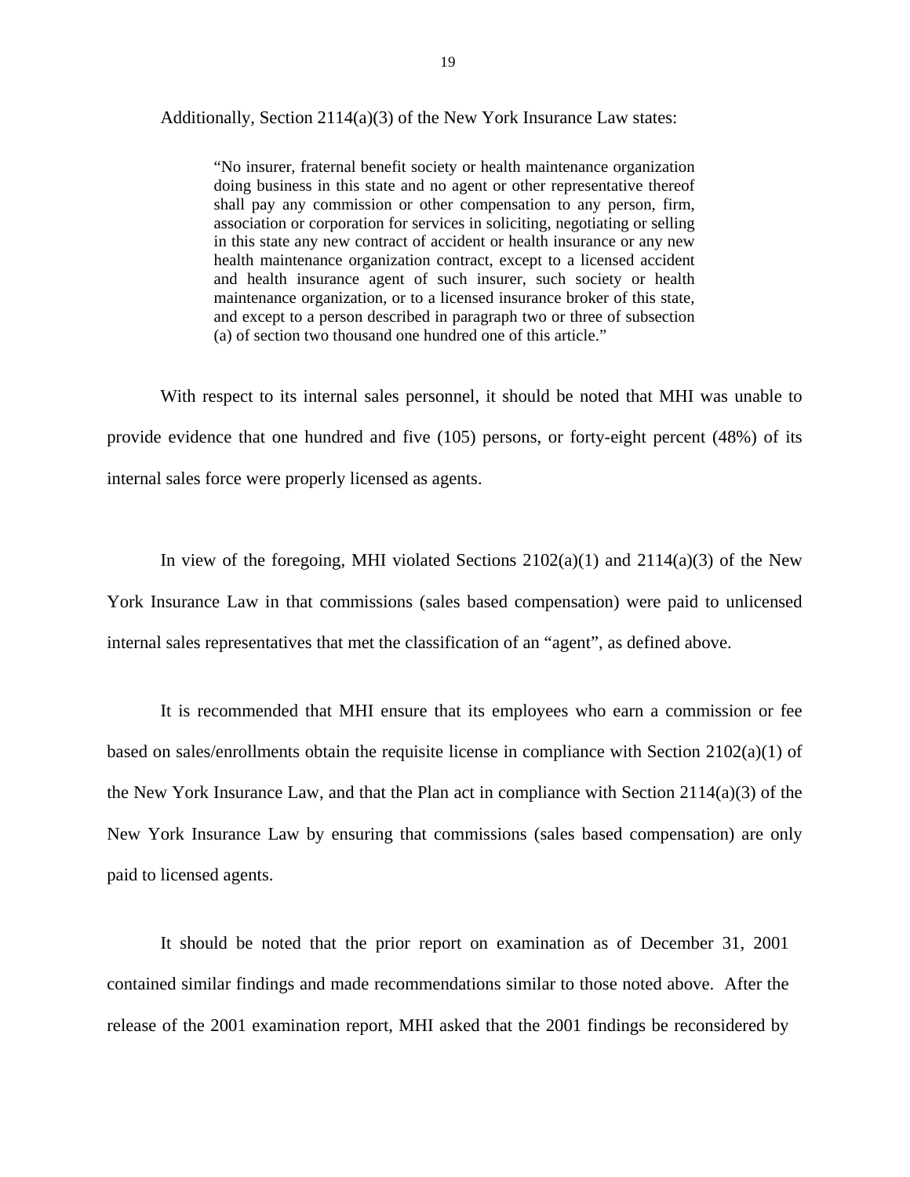Additionally, Section 2114(a)(3) of the New York Insurance Law states:

> "No insurer, fraternal benefit society or health maintenance organization doing business in this state and no agent or other representative thereof shall pay any commission or other compensation to any person, firm, association or corporation for services in soliciting, negotiating or selling in this state any new contract of accident or health insurance or any new health maintenance organization contract, except to a licensed accident and health insurance agent of such insurer, such society or health maintenance organization, or to a licensed insurance broker of this state, and except to a person described in paragraph two or three of subsection (a) of section two thousand one hundred one of this article."

With respect to its internal sales personnel, it should be noted that MHI was unable to provide evidence that one hundred and five (105) persons, or forty-eight percent (48%) of its internal sales force were properly licensed as agents.

In view of the foregoing, MHI violated Sections 2102(a)(1) and 2114(a)(3) of the New York Insurance Law in that commissions (sales based compensation) were paid to unlicensed internal sales representatives that met the classification of an "agent", as defined above.

It is recommended that MHI ensure that its employees who earn a commission or fee based on sales/enrollments obtain the requisite license in compliance with Section 2102(a)(1) of the New York Insurance Law, and that the Plan act in compliance with Section 2114(a)(3) of the New York Insurance Law by ensuring that commissions (sales based compensation) are only paid to licensed agents.

It should be noted that the prior report on examination as of December 31, 2001 contained similar findings and made recommendations similar to those noted above. After the release of the 2001 examination report, MHI asked that the 2001 findings be reconsidered by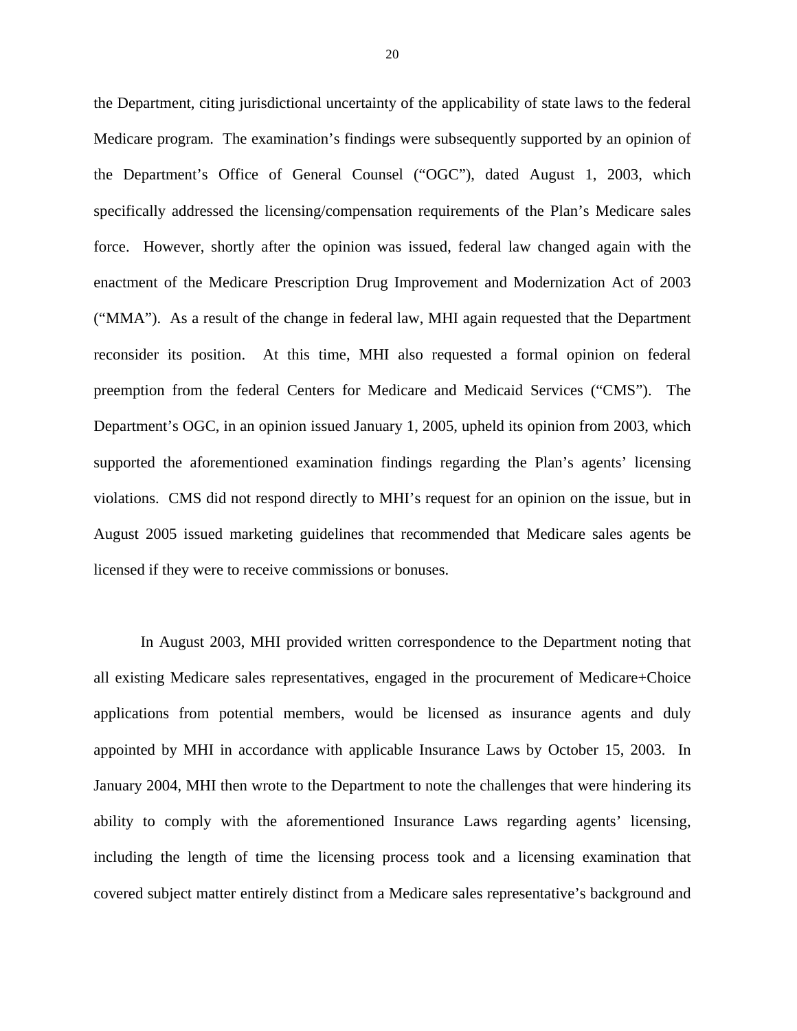the Department, citing jurisdictional uncertainty of the applicability of state laws to the federal Medicare program. The examination's findings were subsequently supported by an opinion of the Department's Office of General Counsel ("OGC"), dated August 1, 2003, which specifically addressed the licensing/compensation requirements of the Plan's Medicare sales force. However, shortly after the opinion was issued, federal law changed again with the enactment of the Medicare Prescription Drug Improvement and Modernization Act of 2003 ("MMA"). As a result of the change in federal law, MHI again requested that the Department reconsider its position. At this time, MHI also requested a formal opinion on federal preemption from the federal Centers for Medicare and Medicaid Services ("CMS"). The Department's OGC, in an opinion issued January 1, 2005, upheld its opinion from 2003, which supported the aforementioned examination findings regarding the Plan's agents' licensing violations. CMS did not respond directly to MHI's request for an opinion on the issue, but in August 2005 issued marketing guidelines that recommended that Medicare sales agents be licensed if they were to receive commissions or bonuses.

In August 2003, MHI provided written correspondence to the Department noting that all existing Medicare sales representatives, engaged in the procurement of Medicare+Choice applications from potential members, would be licensed as insurance agents and duly appointed by MHI in accordance with applicable Insurance Laws by October 15, 2003. In January 2004, MHI then wrote to the Department to note the challenges that were hindering its ability to comply with the aforementioned Insurance Laws regarding agents' licensing, including the length of time the licensing process took and a licensing examination that covered subject matter entirely distinct from a Medicare sales representative's background and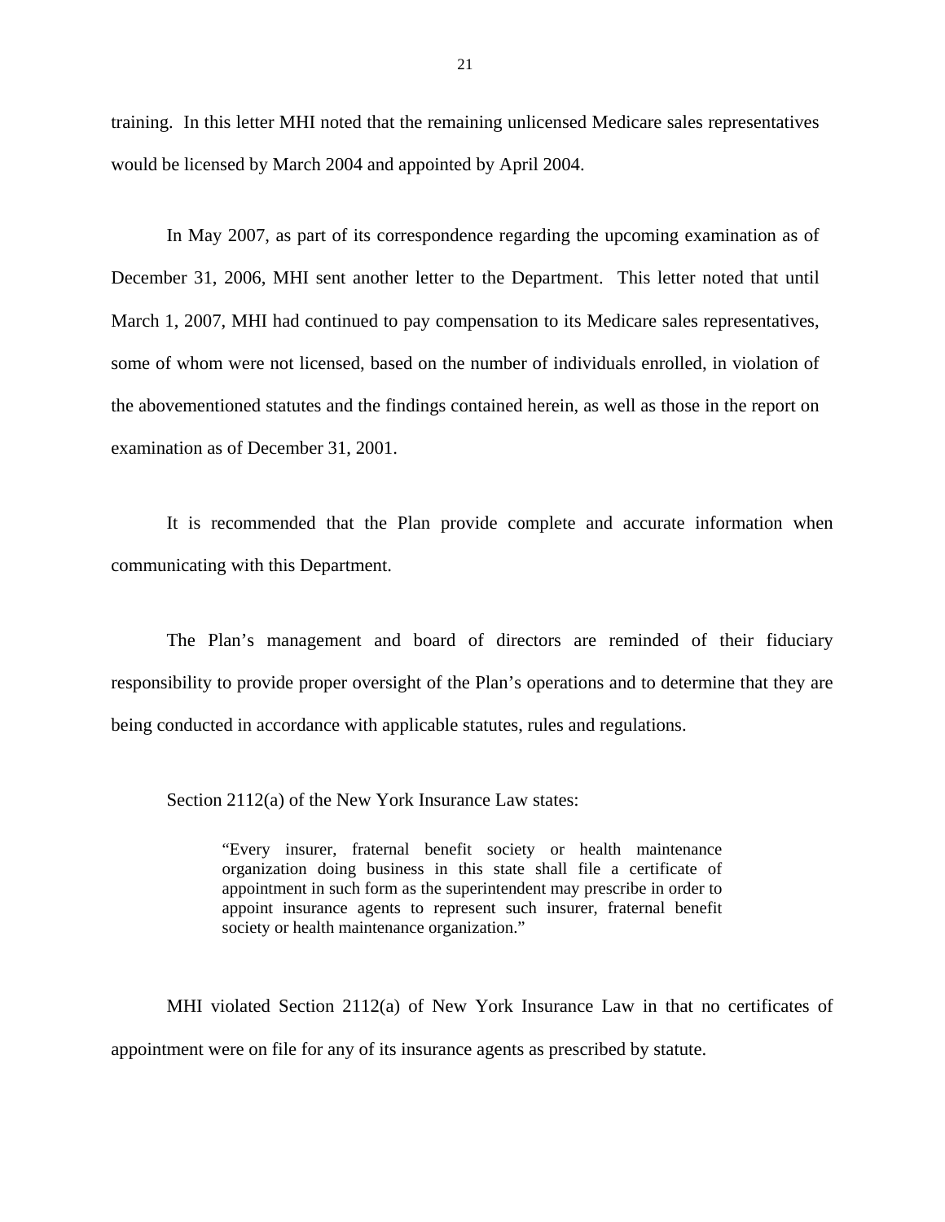training. In this letter MHI noted that the remaining unlicensed Medicare sales representatives would be licensed by March 2004 and appointed by April 2004.

In May 2007, as part of its correspondence regarding the upcoming examination as of December 31, 2006, MHI sent another letter to the Department. This letter noted that until March 1, 2007, MHI had continued to pay compensation to its Medicare sales representatives, some of whom were not licensed, based on the number of individuals enrolled, in violation of the abovementioned statutes and the findings contained herein, as well as those in the report on examination as of December 31, 2001.

It is recommended that the Plan provide complete and accurate information when communicating with this Department.

The Plan's management and board of directors are reminded of their fiduciary responsibility to provide proper oversight of the Plan's operations and to determine that they are being conducted in accordance with applicable statutes, rules and regulations.

Section 2112(a) of the New York Insurance Law states:

> "Every insurer, fraternal benefit society or health maintenance organization doing business in this state shall file a certificate of appointment in such form as the superintendent may prescribe in order to appoint insurance agents to represent such insurer, fraternal benefit society or health maintenance organization."

MHI violated Section 2112(a) of New York Insurance Law in that no certificates of appointment were on file for any of its insurance agents as prescribed by statute.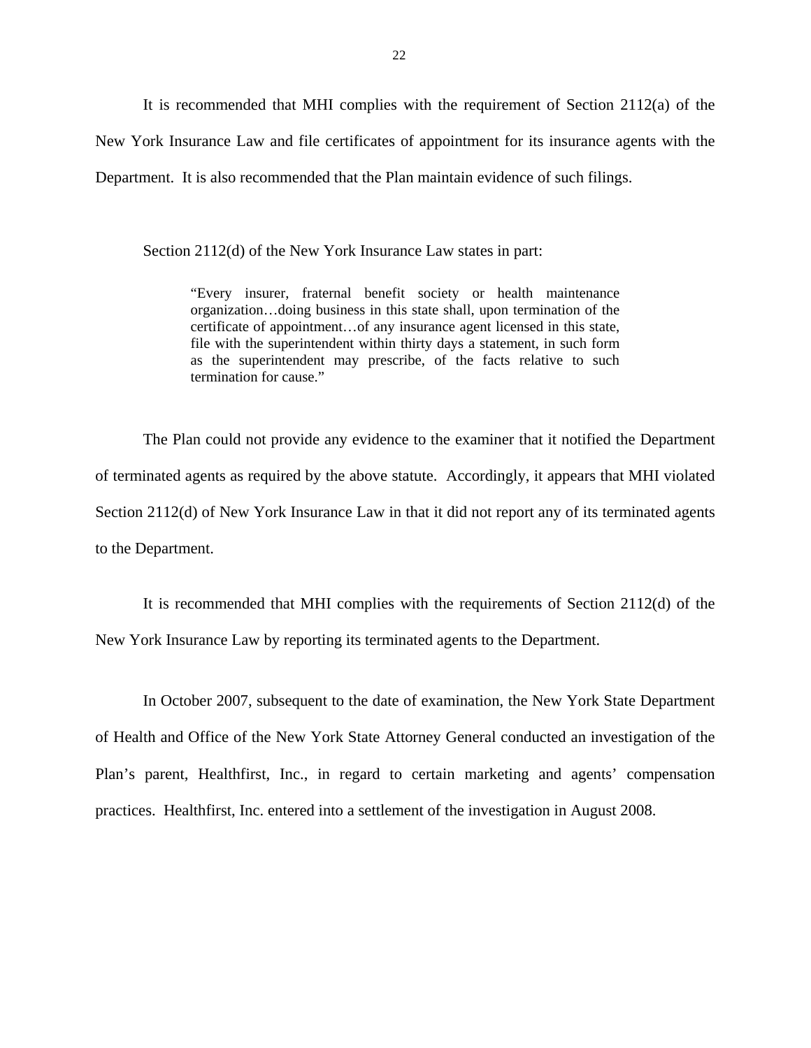It is recommended that MHI complies with the requirement of Section 2112(a) of the New York Insurance Law and file certificates of appointment for its insurance agents with the Department. It is also recommended that the Plan maintain evidence of such filings.

Section 2112(d) of the New York Insurance Law states in part:

> "Every insurer, fraternal benefit society or health maintenance organization…doing business in this state shall, upon termination of the certificate of appointment…of any insurance agent licensed in this state, file with the superintendent within thirty days a statement, in such form as the superintendent may prescribe, of the facts relative to such termination for cause."

The Plan could not provide any evidence to the examiner that it notified the Department of terminated agents as required by the above statute. Accordingly, it appears that MHI violated Section 2112(d) of New York Insurance Law in that it did not report any of its terminated agents to the Department.

It is recommended that MHI complies with the requirements of Section 2112(d) of the New York Insurance Law by reporting its terminated agents to the Department.

In October 2007, subsequent to the date of examination, the New York State Department of Health and Office of the New York State Attorney General conducted an investigation of the Plan's parent, Healthfirst, Inc., in regard to certain marketing and agents' compensation practices. Healthfirst, Inc. entered into a settlement of the investigation in August 2008.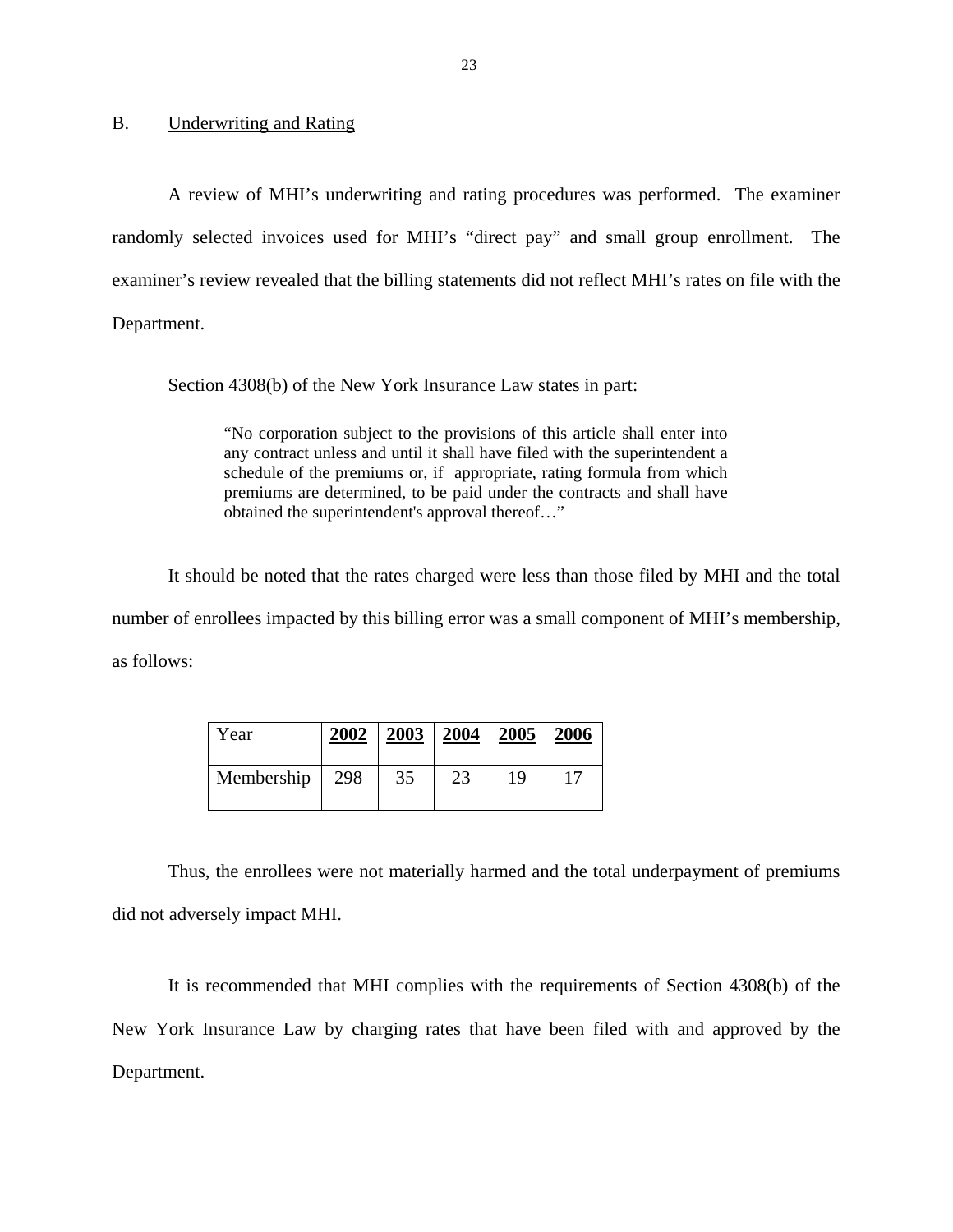## B. Underwriting and Rating

A review of MHI's underwriting and rating procedures was performed. The examiner randomly selected invoices used for MHI's "direct pay" and small group enrollment. The examiner's review revealed that the billing statements did not reflect MHI's rates on file with the Department.

Section 4308(b) of the New York Insurance Law states in part:

> "No corporation subject to the provisions of this article shall enter into any contract unless and until it shall have filed with the superintendent a schedule of the premiums or, if appropriate, rating formula from which premiums are determined, to be paid under the contracts and shall have obtained the superintendent's approval thereof…"

It should be noted that the rates charged were less than those filed by MHI and the total number of enrollees impacted by this billing error was a small component of MHI's membership, as follows:

| Year | **2002** | **2003** | **2004** | **2005** | **2006** |
|---|---|---|---|---|---|
| Membership | 298 | 35 | 23 | 19 | 17 |

Thus, the enrollees were not materially harmed and the total underpayment of premiums did not adversely impact MHI.

It is recommended that MHI complies with the requirements of Section 4308(b) of the New York Insurance Law by charging rates that have been filed with and approved by the Department.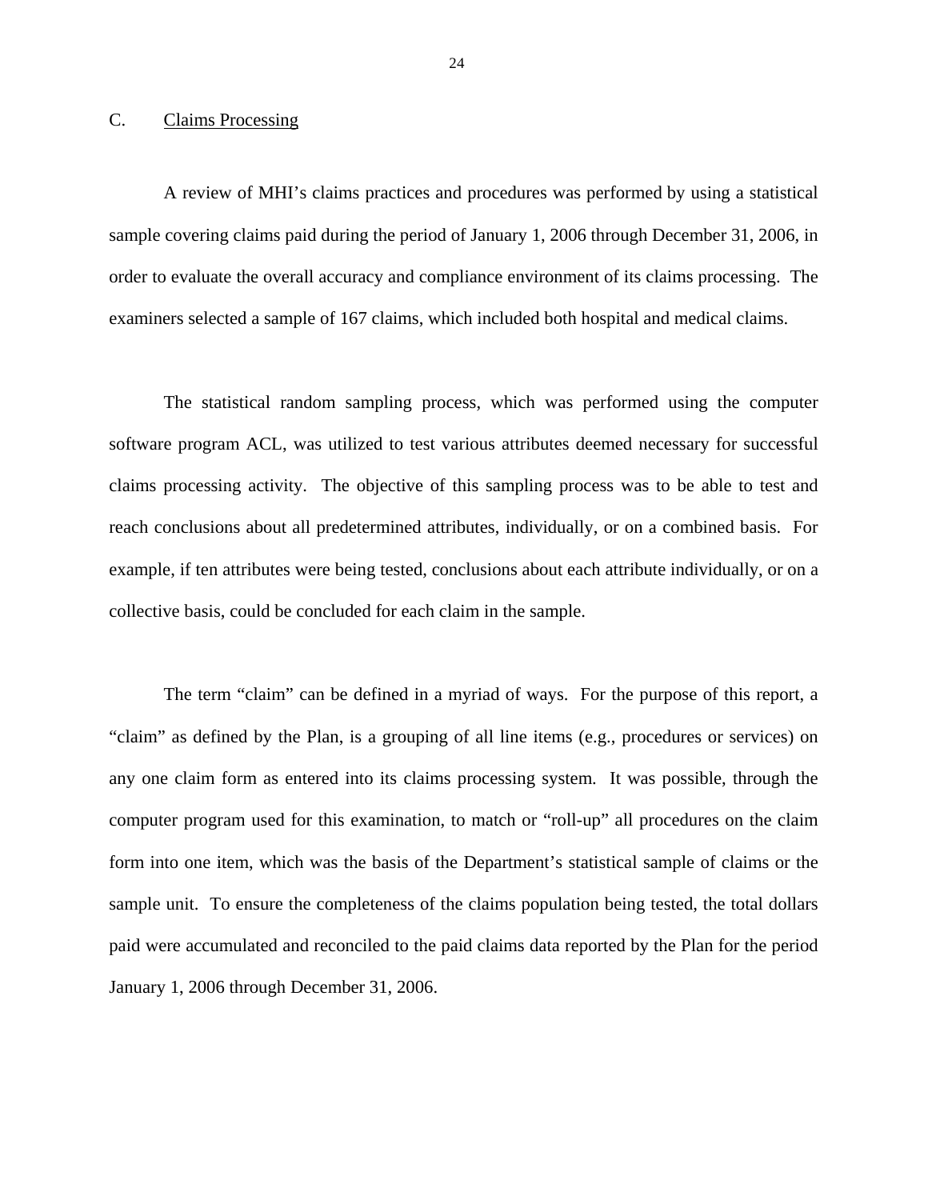## C. Claims Processing

A review of MHI's claims practices and procedures was performed by using a statistical sample covering claims paid during the period of January 1, 2006 through December 31, 2006, in order to evaluate the overall accuracy and compliance environment of its claims processing. The examiners selected a sample of 167 claims, which included both hospital and medical claims.

The statistical random sampling process, which was performed using the computer software program ACL, was utilized to test various attributes deemed necessary for successful claims processing activity. The objective of this sampling process was to be able to test and reach conclusions about all predetermined attributes, individually, or on a combined basis. For example, if ten attributes were being tested, conclusions about each attribute individually, or on a collective basis, could be concluded for each claim in the sample.

The term "claim" can be defined in a myriad of ways. For the purpose of this report, a "claim" as defined by the Plan, is a grouping of all line items (e.g., procedures or services) on any one claim form as entered into its claims processing system. It was possible, through the computer program used for this examination, to match or "roll-up" all procedures on the claim form into one item, which was the basis of the Department's statistical sample of claims or the sample unit. To ensure the completeness of the claims population being tested, the total dollars paid were accumulated and reconciled to the paid claims data reported by the Plan for the period January 1, 2006 through December 31, 2006.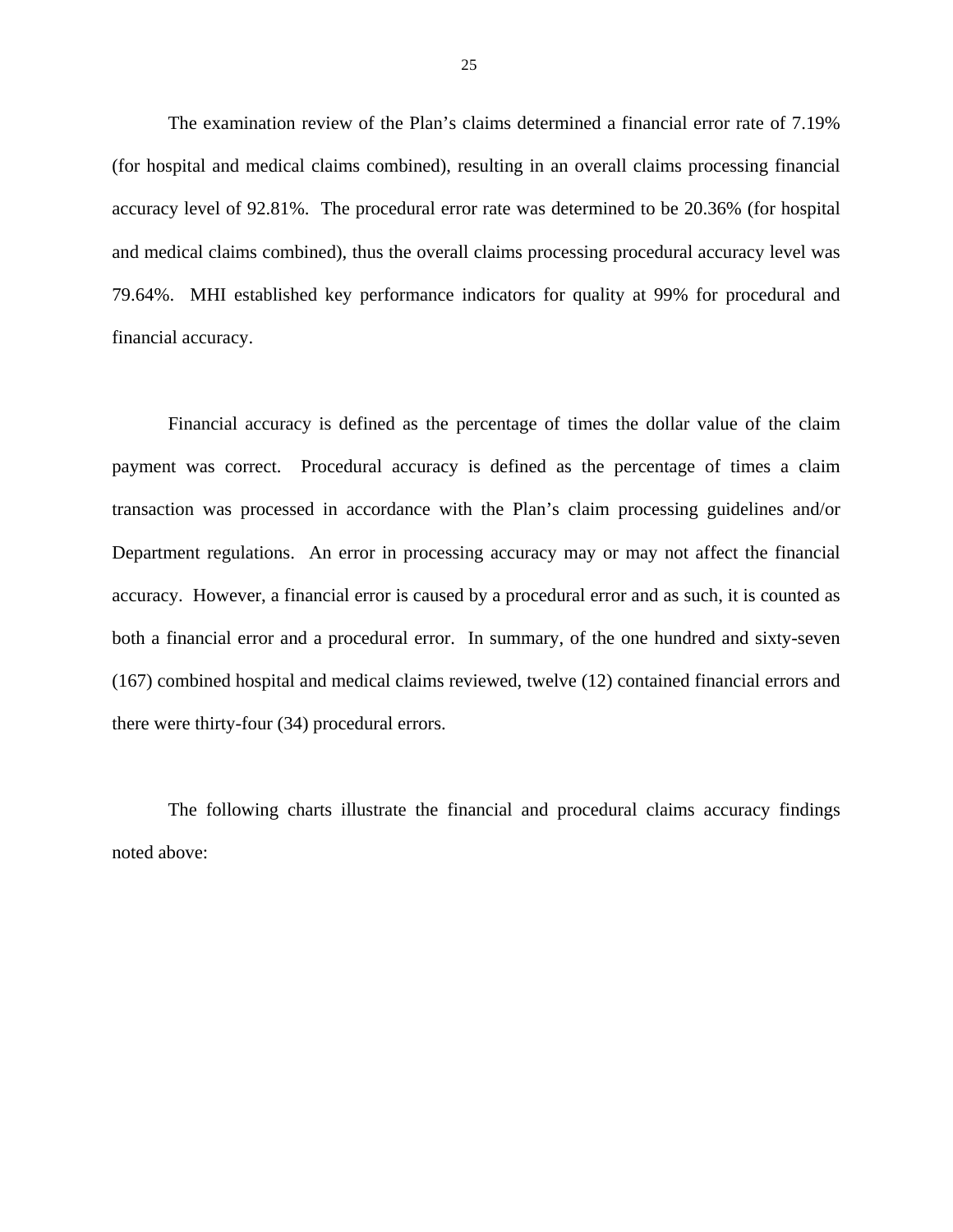The examination review of the Plan's claims determined a financial error rate of 7.19% (for hospital and medical claims combined), resulting in an overall claims processing financial accuracy level of 92.81%. The procedural error rate was determined to be 20.36% (for hospital and medical claims combined), thus the overall claims processing procedural accuracy level was 79.64%. MHI established key performance indicators for quality at 99% for procedural and financial accuracy.

Financial accuracy is defined as the percentage of times the dollar value of the claim payment was correct. Procedural accuracy is defined as the percentage of times a claim transaction was processed in accordance with the Plan's claim processing guidelines and/or Department regulations. An error in processing accuracy may or may not affect the financial accuracy. However, a financial error is caused by a procedural error and as such, it is counted as both a financial error and a procedural error. In summary, of the one hundred and sixty-seven (167) combined hospital and medical claims reviewed, twelve (12) contained financial errors and there were thirty-four (34) procedural errors.

The following charts illustrate the financial and procedural claims accuracy findings noted above: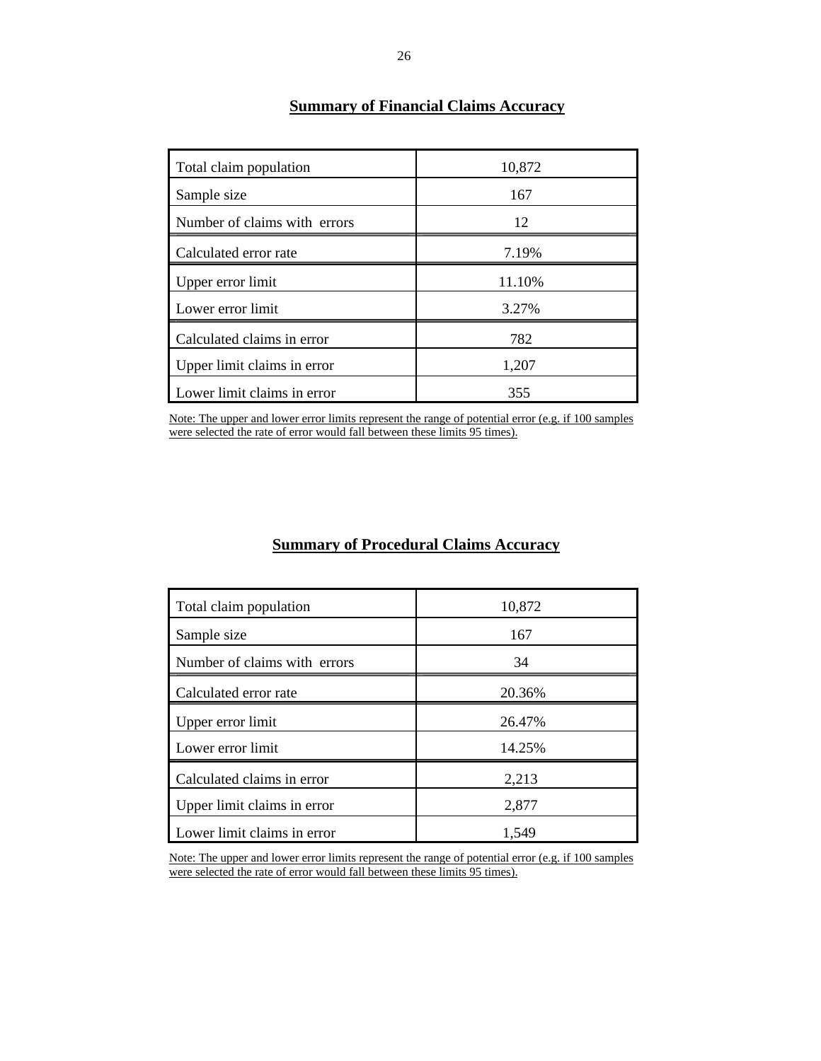## Summary of Financial Claims Accuracy

| | |
|---|---|
| Total claim population | 10,872 |
| Sample size | 167 |
| Number of claims with errors | 12 |
| Calculated error rate | 7.19% |
| Upper error limit | 11.10% |
| Lower error limit | 3.27% |
| Calculated claims in error | 782 |
| Upper limit claims in error | 1,207 |
| Lower limit claims in error | 355 |

Note: The upper and lower error limits represent the range of potential error (e.g. if 100 samples were selected the rate of error would fall between these limits 95 times).

## Summary of Procedural Claims Accuracy

| | |
|---|---|
| Total claim population | 10,872 |
| Sample size | 167 |
| Number of claims with errors | 34 |
| Calculated error rate | 20.36% |
| Upper error limit | 26.47% |
| Lower error limit | 14.25% |
| Calculated claims in error | 2,213 |
| Upper limit claims in error | 2,877 |
| Lower limit claims in error | 1,549 |

Note: The upper and lower error limits represent the range of potential error (e.g. if 100 samples were selected the rate of error would fall between these limits 95 times).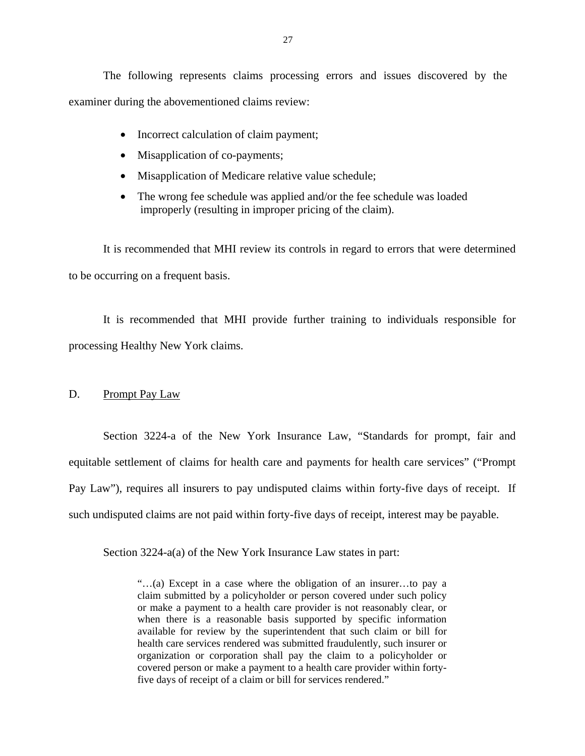The following represents claims processing errors and issues discovered by the examiner during the abovementioned claims review:

- Incorrect calculation of claim payment;
- Misapplication of co-payments;
- Misapplication of Medicare relative value schedule;
- The wrong fee schedule was applied and/or the fee schedule was loaded improperly (resulting in improper pricing of the claim).

It is recommended that MHI review its controls in regard to errors that were determined to be occurring on a frequent basis.

It is recommended that MHI provide further training to individuals responsible for processing Healthy New York claims.

## D. Prompt Pay Law

Section 3224-a of the New York Insurance Law, "Standards for prompt, fair and equitable settlement of claims for health care and payments for health care services" ("Prompt Pay Law"), requires all insurers to pay undisputed claims within forty-five days of receipt. If such undisputed claims are not paid within forty-five days of receipt, interest may be payable.

Section 3224-a(a) of the New York Insurance Law states in part:

> "…(a) Except in a case where the obligation of an insurer…to pay a claim submitted by a policyholder or person covered under such policy or make a payment to a health care provider is not reasonably clear, or when there is a reasonable basis supported by specific information available for review by the superintendent that such claim or bill for health care services rendered was submitted fraudulently, such insurer or organization or corporation shall pay the claim to a policyholder or covered person or make a payment to a health care provider within forty-five days of receipt of a claim or bill for services rendered."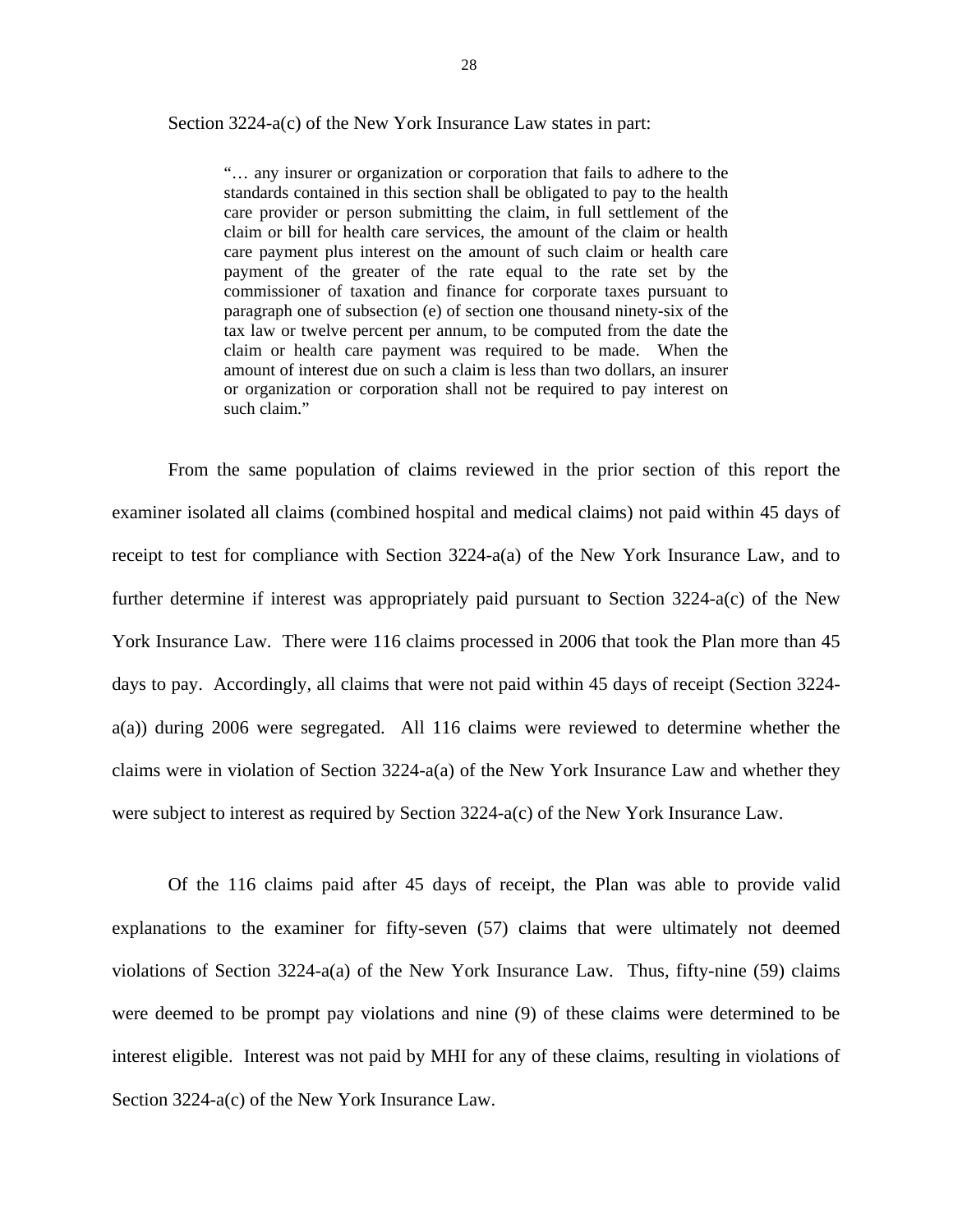Section 3224-a(c) of the New York Insurance Law states in part:

> "… any insurer or organization or corporation that fails to adhere to the standards contained in this section shall be obligated to pay to the health care provider or person submitting the claim, in full settlement of the claim or bill for health care services, the amount of the claim or health care payment plus interest on the amount of such claim or health care payment of the greater of the rate equal to the rate set by the commissioner of taxation and finance for corporate taxes pursuant to paragraph one of subsection (e) of section one thousand ninety-six of the tax law or twelve percent per annum, to be computed from the date the claim or health care payment was required to be made. When the amount of interest due on such a claim is less than two dollars, an insurer or organization or corporation shall not be required to pay interest on such claim."

From the same population of claims reviewed in the prior section of this report the examiner isolated all claims (combined hospital and medical claims) not paid within 45 days of receipt to test for compliance with Section 3224-a(a) of the New York Insurance Law, and to further determine if interest was appropriately paid pursuant to Section 3224-a(c) of the New York Insurance Law. There were 116 claims processed in 2006 that took the Plan more than 45 days to pay. Accordingly, all claims that were not paid within 45 days of receipt (Section 3224-a(a)) during 2006 were segregated. All 116 claims were reviewed to determine whether the claims were in violation of Section 3224-a(a) of the New York Insurance Law and whether they were subject to interest as required by Section 3224-a(c) of the New York Insurance Law.

Of the 116 claims paid after 45 days of receipt, the Plan was able to provide valid explanations to the examiner for fifty-seven (57) claims that were ultimately not deemed violations of Section 3224-a(a) of the New York Insurance Law. Thus, fifty-nine (59) claims were deemed to be prompt pay violations and nine (9) of these claims were determined to be interest eligible. Interest was not paid by MHI for any of these claims, resulting in violations of Section 3224-a(c) of the New York Insurance Law.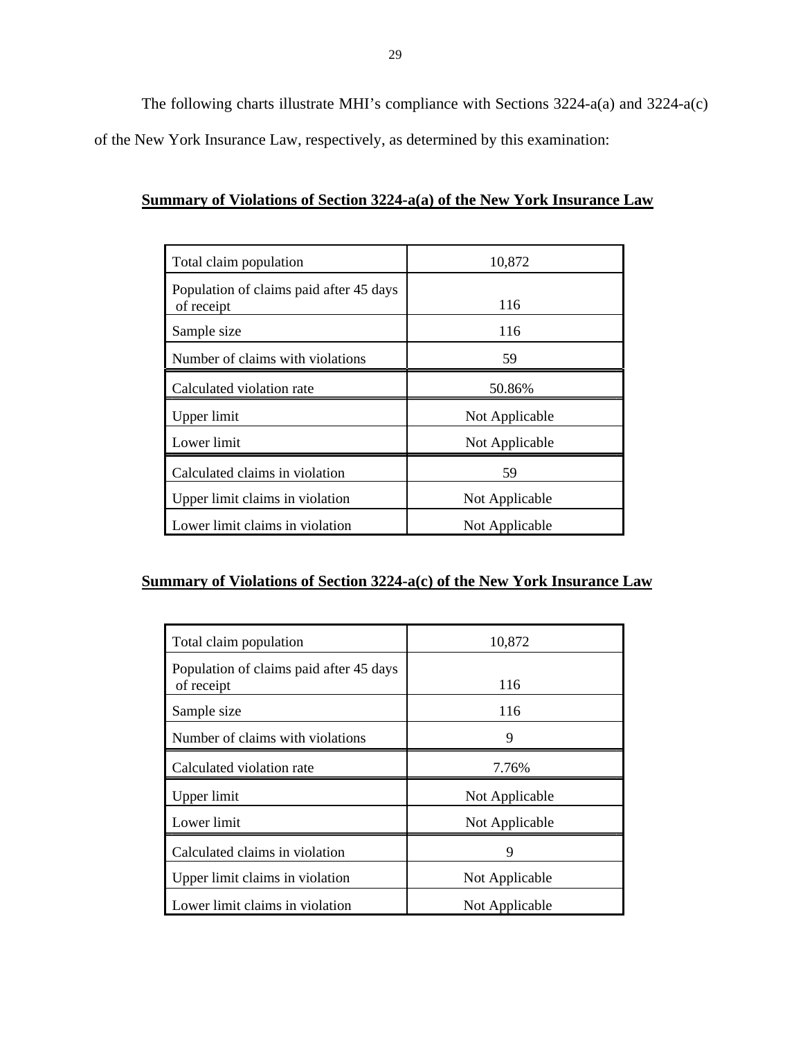The following charts illustrate MHI's compliance with Sections 3224-a(a) and 3224-a(c) of the New York Insurance Law, respectively, as determined by this examination:

**Summary of Violations of Section 3224-a(a) of the New York Insurance Law**

| | |
|---|---|
| Total claim population | 10,872 |
| Population of claims paid after 45 days of receipt | 116 |
| Sample size | 116 |
| Number of claims with violations | 59 |
| Calculated violation rate | 50.86% |
| Upper limit | Not Applicable |
| Lower limit | Not Applicable |
| Calculated claims in violation | 59 |
| Upper limit claims in violation | Not Applicable |
| Lower limit claims in violation | Not Applicable |

**Summary of Violations of Section 3224-a(c) of the New York Insurance Law**

| | |
|---|---|
| Total claim population | 10,872 |
| Population of claims paid after 45 days of receipt | 116 |
| Sample size | 116 |
| Number of claims with violations | 9 |
| Calculated violation rate | 7.76% |
| Upper limit | Not Applicable |
| Lower limit | Not Applicable |
| Calculated claims in violation | 9 |
| Upper limit claims in violation | Not Applicable |
| Lower limit claims in violation | Not Applicable |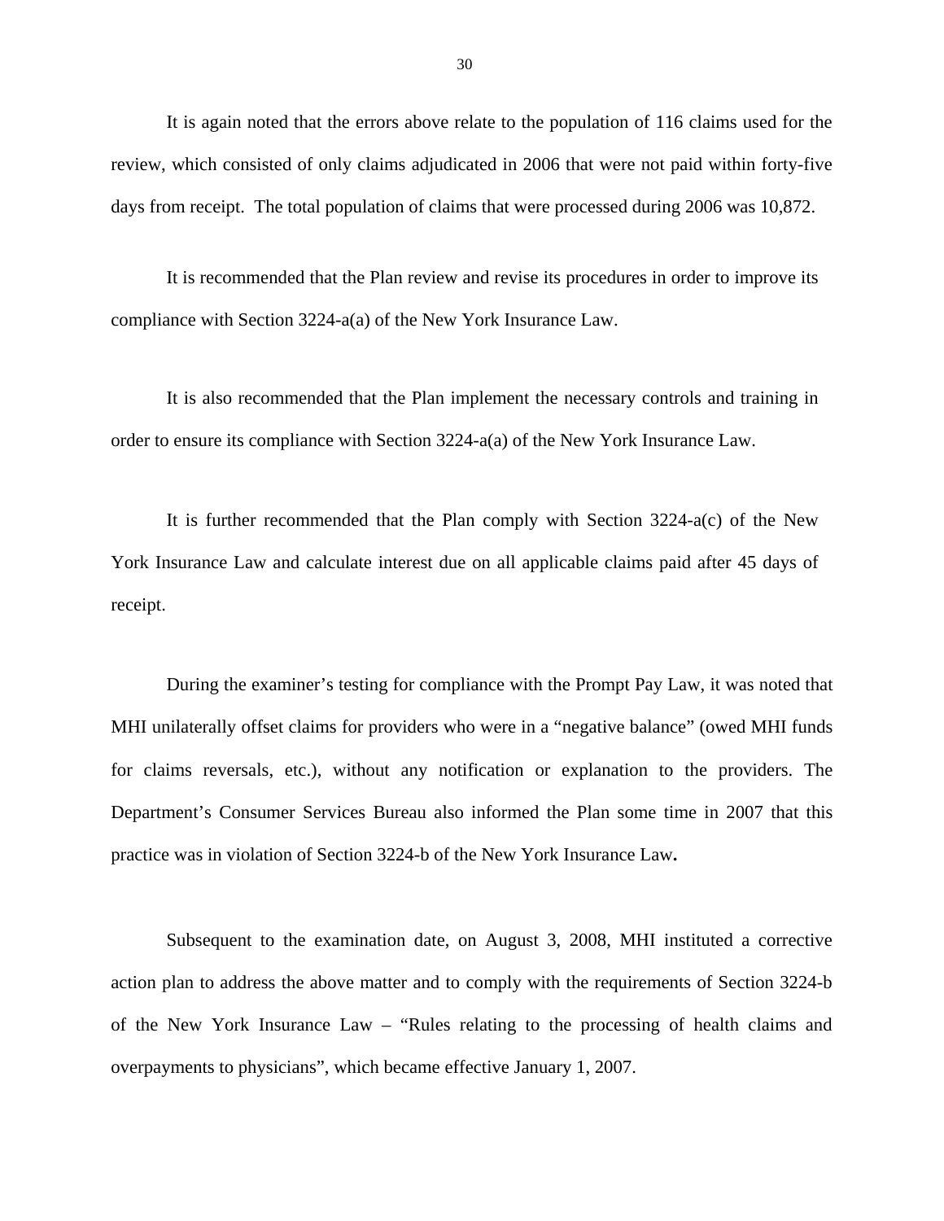It is again noted that the errors above relate to the population of 116 claims used for the review, which consisted of only claims adjudicated in 2006 that were not paid within forty-five days from receipt. The total population of claims that were processed during 2006 was 10,872.

It is recommended that the Plan review and revise its procedures in order to improve its compliance with Section 3224-a(a) of the New York Insurance Law.

It is also recommended that the Plan implement the necessary controls and training in order to ensure its compliance with Section 3224-a(a) of the New York Insurance Law.

It is further recommended that the Plan comply with Section 3224-a(c) of the New York Insurance Law and calculate interest due on all applicable claims paid after 45 days of receipt.

During the examiner's testing for compliance with the Prompt Pay Law, it was noted that MHI unilaterally offset claims for providers who were in a "negative balance" (owed MHI funds for claims reversals, etc.), without any notification or explanation to the providers. The Department's Consumer Services Bureau also informed the Plan some time in 2007 that this practice was in violation of Section 3224-b of the New York Insurance Law.

Subsequent to the examination date, on August 3, 2008, MHI instituted a corrective action plan to address the above matter and to comply with the requirements of Section 3224-b of the New York Insurance Law – "Rules relating to the processing of health claims and overpayments to physicians", which became effective January 1, 2007.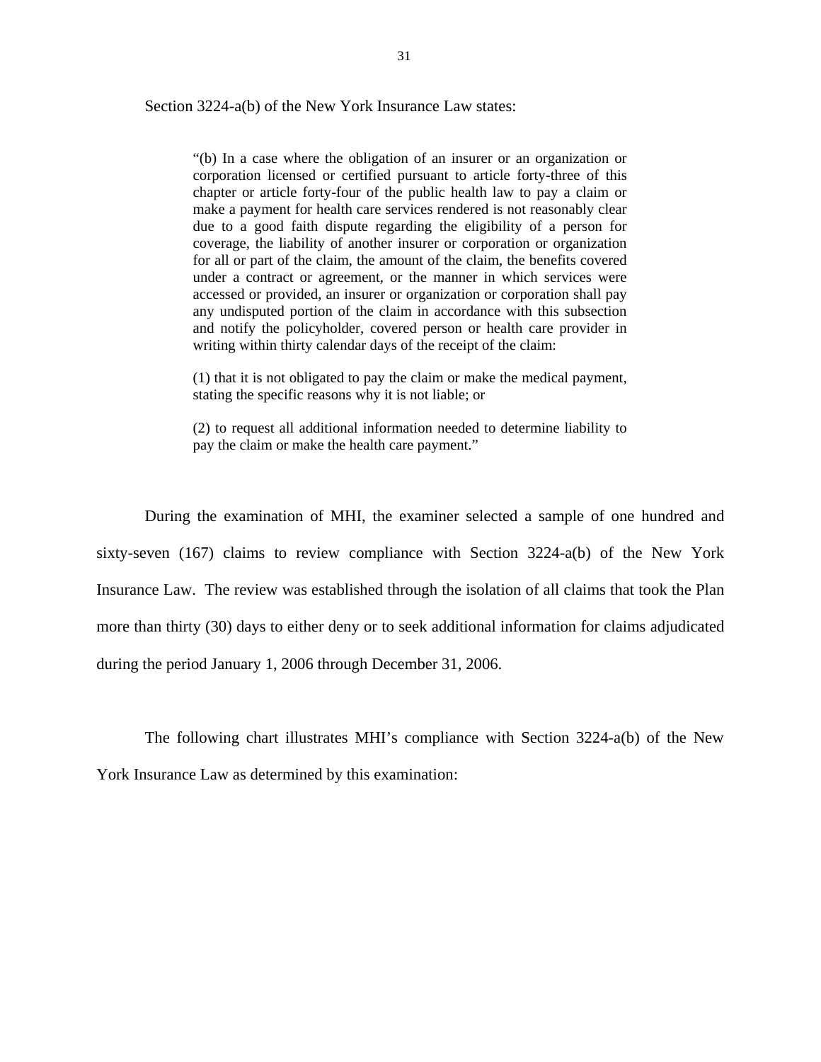Section 3224-a(b) of the New York Insurance Law states:

> "(b) In a case where the obligation of an insurer or an organization or corporation licensed or certified pursuant to article forty-three of this chapter or article forty-four of the public health law to pay a claim or make a payment for health care services rendered is not reasonably clear due to a good faith dispute regarding the eligibility of a person for coverage, the liability of another insurer or corporation or organization for all or part of the claim, the amount of the claim, the benefits covered under a contract or agreement, or the manner in which services were accessed or provided, an insurer or organization or corporation shall pay any undisputed portion of the claim in accordance with this subsection and notify the policyholder, covered person or health care provider in writing within thirty calendar days of the receipt of the claim:
>
> (1) that it is not obligated to pay the claim or make the medical payment, stating the specific reasons why it is not liable; or
>
> (2) to request all additional information needed to determine liability to pay the claim or make the health care payment."

During the examination of MHI, the examiner selected a sample of one hundred and sixty-seven (167) claims to review compliance with Section 3224-a(b) of the New York Insurance Law. The review was established through the isolation of all claims that took the Plan more than thirty (30) days to either deny or to seek additional information for claims adjudicated during the period January 1, 2006 through December 31, 2006.

The following chart illustrates MHI's compliance with Section 3224-a(b) of the New York Insurance Law as determined by this examination: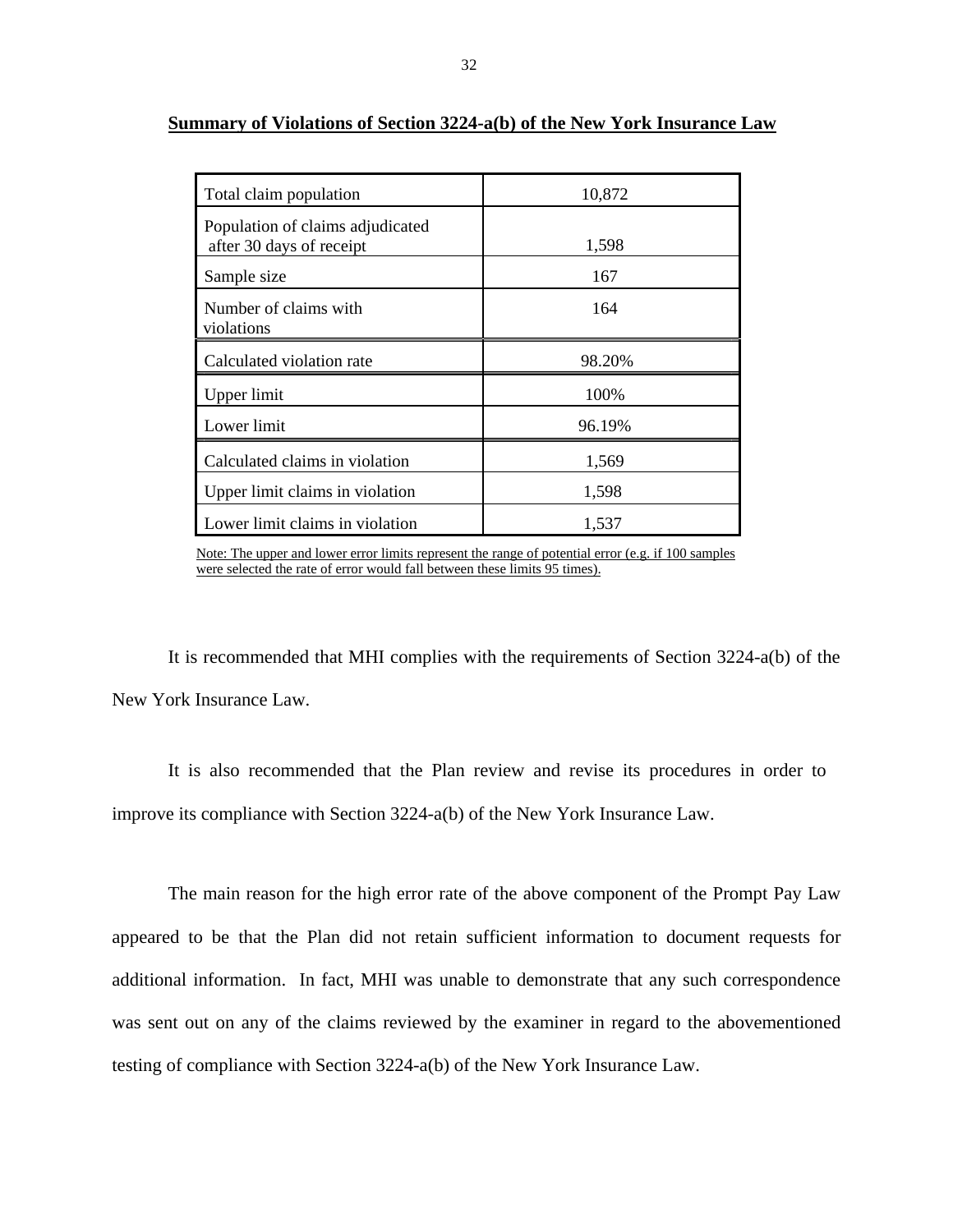**Summary of Violations of Section 3224-a(b) of the New York Insurance Law**

| | |
|---|---|
| Total claim population | 10,872 |
| Population of claims adjudicated after 30 days of receipt | 1,598 |
| Sample size | 167 |
| Number of claims with violations | 164 |
| Calculated violation rate | 98.20% |
| Upper limit | 100% |
| Lower limit | 96.19% |
| Calculated claims in violation | 1,569 |
| Upper limit claims in violation | 1,598 |
| Lower limit claims in violation | 1,537 |

Note: The upper and lower error limits represent the range of potential error (e.g. if 100 samples were selected the rate of error would fall between these limits 95 times).

It is recommended that MHI complies with the requirements of Section 3224-a(b) of the New York Insurance Law.

It is also recommended that the Plan review and revise its procedures in order to improve its compliance with Section 3224-a(b) of the New York Insurance Law.

The main reason for the high error rate of the above component of the Prompt Pay Law appeared to be that the Plan did not retain sufficient information to document requests for additional information. In fact, MHI was unable to demonstrate that any such correspondence was sent out on any of the claims reviewed by the examiner in regard to the abovementioned testing of compliance with Section 3224-a(b) of the New York Insurance Law.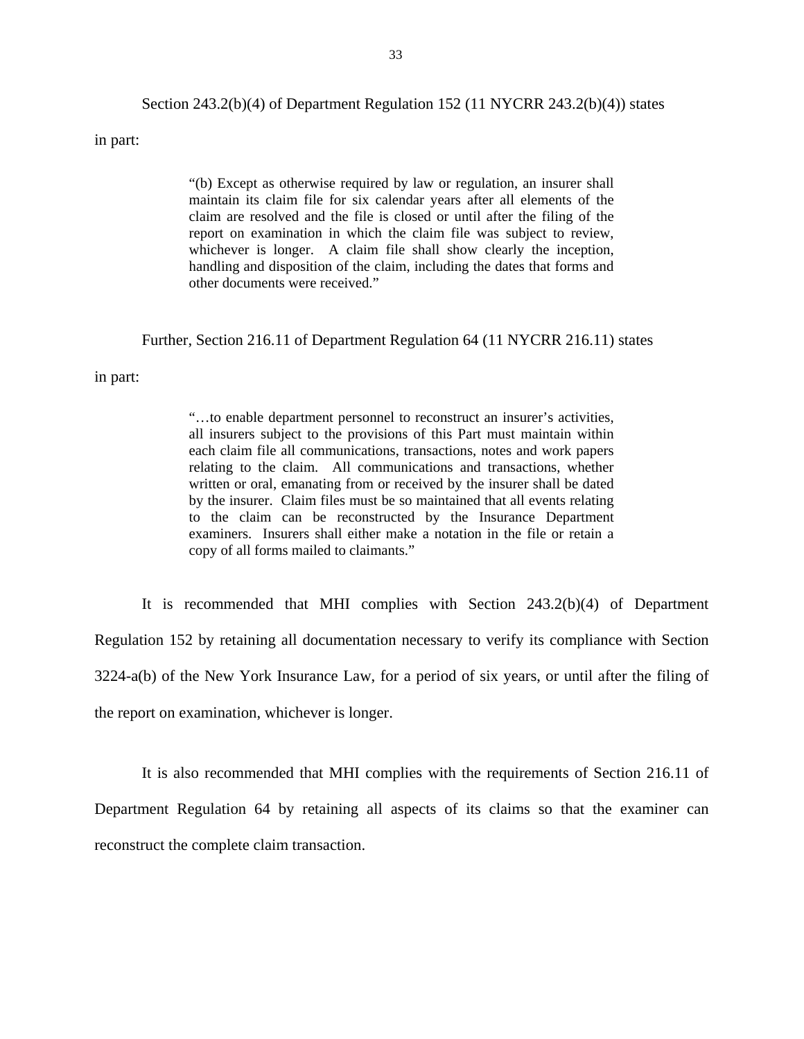Section 243.2(b)(4) of Department Regulation 152 (11 NYCRR 243.2(b)(4)) states in part:

> "(b) Except as otherwise required by law or regulation, an insurer shall maintain its claim file for six calendar years after all elements of the claim are resolved and the file is closed or until after the filing of the report on examination in which the claim file was subject to review, whichever is longer. A claim file shall show clearly the inception, handling and disposition of the claim, including the dates that forms and other documents were received."

Further, Section 216.11 of Department Regulation 64 (11 NYCRR 216.11) states in part:

> "…to enable department personnel to reconstruct an insurer's activities, all insurers subject to the provisions of this Part must maintain within each claim file all communications, transactions, notes and work papers relating to the claim. All communications and transactions, whether written or oral, emanating from or received by the insurer shall be dated by the insurer. Claim files must be so maintained that all events relating to the claim can be reconstructed by the Insurance Department examiners. Insurers shall either make a notation in the file or retain a copy of all forms mailed to claimants."

It is recommended that MHI complies with Section 243.2(b)(4) of Department Regulation 152 by retaining all documentation necessary to verify its compliance with Section 3224-a(b) of the New York Insurance Law, for a period of six years, or until after the filing of the report on examination, whichever is longer.

It is also recommended that MHI complies with the requirements of Section 216.11 of Department Regulation 64 by retaining all aspects of its claims so that the examiner can reconstruct the complete claim transaction.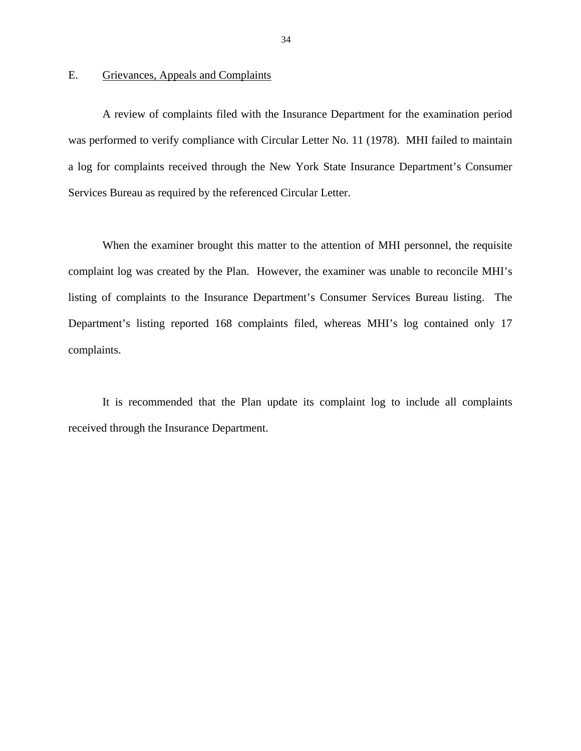## E. Grievances, Appeals and Complaints

A review of complaints filed with the Insurance Department for the examination period was performed to verify compliance with Circular Letter No. 11 (1978). MHI failed to maintain a log for complaints received through the New York State Insurance Department's Consumer Services Bureau as required by the referenced Circular Letter.

When the examiner brought this matter to the attention of MHI personnel, the requisite complaint log was created by the Plan. However, the examiner was unable to reconcile MHI's listing of complaints to the Insurance Department's Consumer Services Bureau listing. The Department's listing reported 168 complaints filed, whereas MHI's log contained only 17 complaints.

It is recommended that the Plan update its complaint log to include all complaints received through the Insurance Department.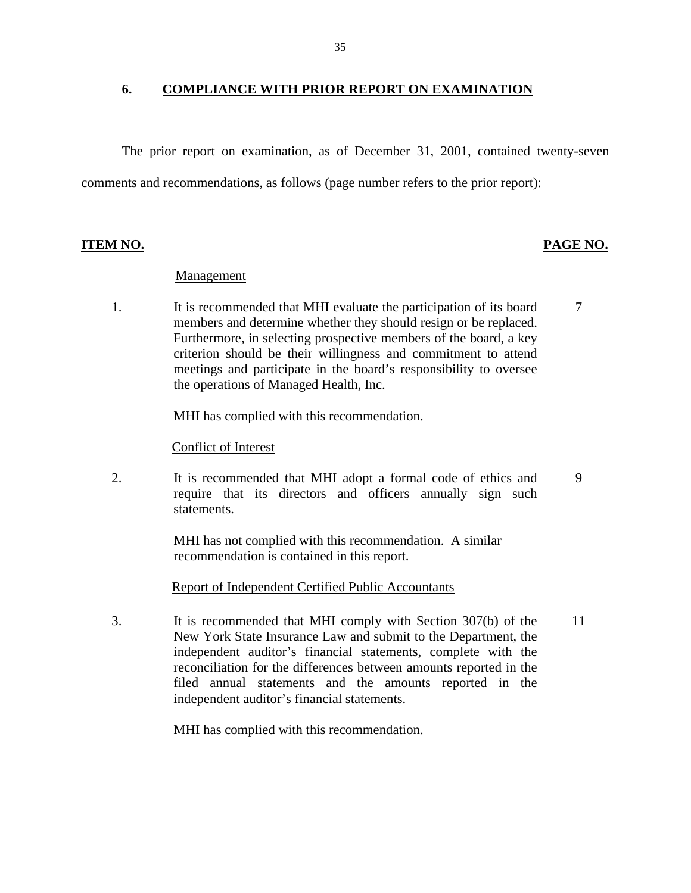## 6. COMPLIANCE WITH PRIOR REPORT ON EXAMINATION

The prior report on examination, as of December 31, 2001, contained twenty-seven comments and recommendations, as follows (page number refers to the prior report):

| ITEM NO. | | PAGE NO. |
|---|---|---|
| | Management | |
| 1. | It is recommended that MHI evaluate the participation of its board members and determine whether they should resign or be replaced. Furthermore, in selecting prospective members of the board, a key criterion should be their willingness and commitment to attend meetings and participate in the board's responsibility to oversee the operations of Managed Health, Inc.<br><br>MHI has complied with this recommendation. | 7 |
| | Conflict of Interest | |
| 2. | It is recommended that MHI adopt a formal code of ethics and require that its directors and officers annually sign such statements.<br><br>MHI has not complied with this recommendation. A similar recommendation is contained in this report. | 9 |
| | Report of Independent Certified Public Accountants | |
| 3. | It is recommended that MHI comply with Section 307(b) of the New York State Insurance Law and submit to the Department, the independent auditor's financial statements, complete with the reconciliation for the differences between amounts reported in the filed annual statements and the amounts reported in the independent auditor's financial statements.<br><br>MHI has complied with this recommendation. | 11 |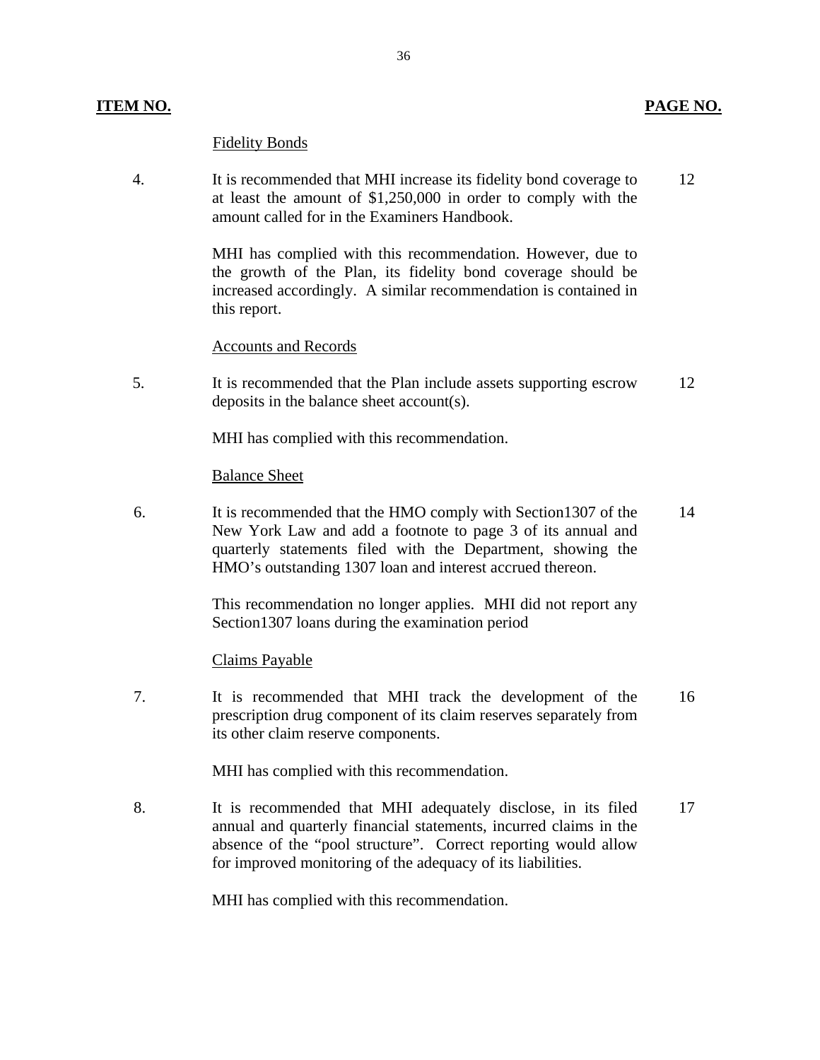| ITEM NO. | | PAGE NO. |
|---|---|---|
| | <u>Fidelity Bonds</u> | |
| 4. | It is recommended that MHI increase its fidelity bond coverage to at least the amount of $1,250,000 in order to comply with the amount called for in the Examiners Handbook.<br><br>MHI has complied with this recommendation. However, due to the growth of the Plan, its fidelity bond coverage should be increased accordingly. A similar recommendation is contained in this report. | 12 |
| | <u>Accounts and Records</u> | |
| 5. | It is recommended that the Plan include assets supporting escrow deposits in the balance sheet account(s).<br><br>MHI has complied with this recommendation. | 12 |
| | <u>Balance Sheet</u> | |
| 6. | It is recommended that the HMO comply with Section1307 of the New York Law and add a footnote to page 3 of its annual and quarterly statements filed with the Department, showing the HMO's outstanding 1307 loan and interest accrued thereon.<br><br>This recommendation no longer applies. MHI did not report any Section1307 loans during the examination period | 14 |
| | <u>Claims Payable</u> | |
| 7. | It is recommended that MHI track the development of the prescription drug component of its claim reserves separately from its other claim reserve components.<br><br>MHI has complied with this recommendation. | 16 |
| 8. | It is recommended that MHI adequately disclose, in its filed annual and quarterly financial statements, incurred claims in the absence of the "pool structure". Correct reporting would allow for improved monitoring of the adequacy of its liabilities.<br><br>MHI has complied with this recommendation. | 17 |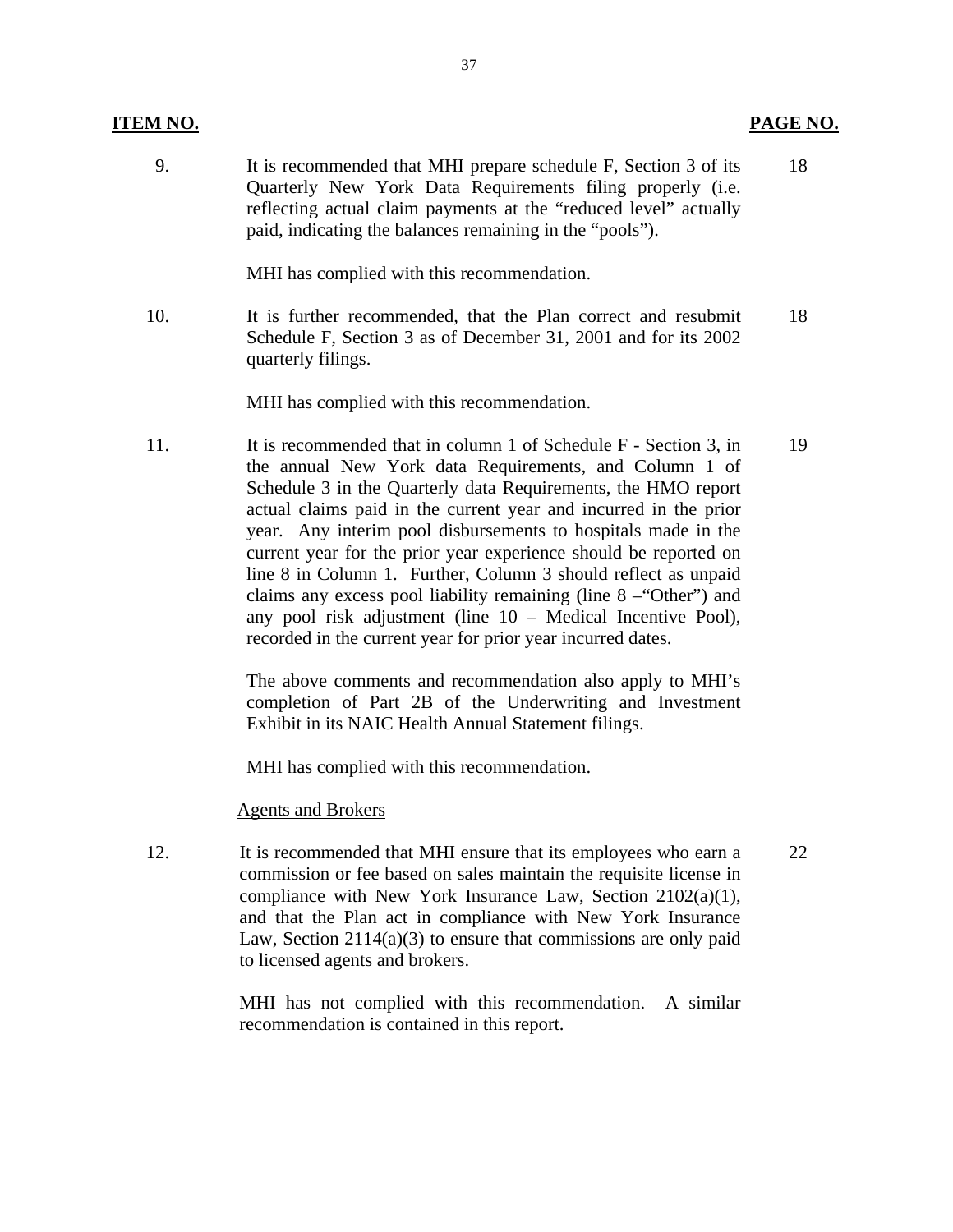| **ITEM NO.** | | **PAGE NO.** |
|---|---|---|
| 9. | It is recommended that MHI prepare schedule F, Section 3 of its Quarterly New York Data Requirements filing properly (i.e. reflecting actual claim payments at the "reduced level" actually paid, indicating the balances remaining in the "pools").<br><br>MHI has complied with this recommendation. | 18 |
| 10. | It is further recommended, that the Plan correct and resubmit Schedule F, Section 3 as of December 31, 2001 and for its 2002 quarterly filings.<br><br>MHI has complied with this recommendation. | 18 |
| 11. | It is recommended that in column 1 of Schedule F - Section 3, in the annual New York data Requirements, and Column 1 of Schedule 3 in the Quarterly data Requirements, the HMO report actual claims paid in the current year and incurred in the prior year. Any interim pool disbursements to hospitals made in the current year for the prior year experience should be reported on line 8 in Column 1. Further, Column 3 should reflect as unpaid claims any excess pool liability remaining (line 8 –"Other") and any pool risk adjustment (line 10 – Medical Incentive Pool), recorded in the current year for prior year incurred dates.<br><br>The above comments and recommendation also apply to MHI's completion of Part 2B of the Underwriting and Investment Exhibit in its NAIC Health Annual Statement filings.<br><br>MHI has complied with this recommendation. | 19 |
| | <u>Agents and Brokers</u> | |
| 12. | It is recommended that MHI ensure that its employees who earn a commission or fee based on sales maintain the requisite license in compliance with New York Insurance Law, Section 2102(a)(1), and that the Plan act in compliance with New York Insurance Law, Section 2114(a)(3) to ensure that commissions are only paid to licensed agents and brokers.<br><br>MHI has not complied with this recommendation. A similar recommendation is contained in this report. | 22 |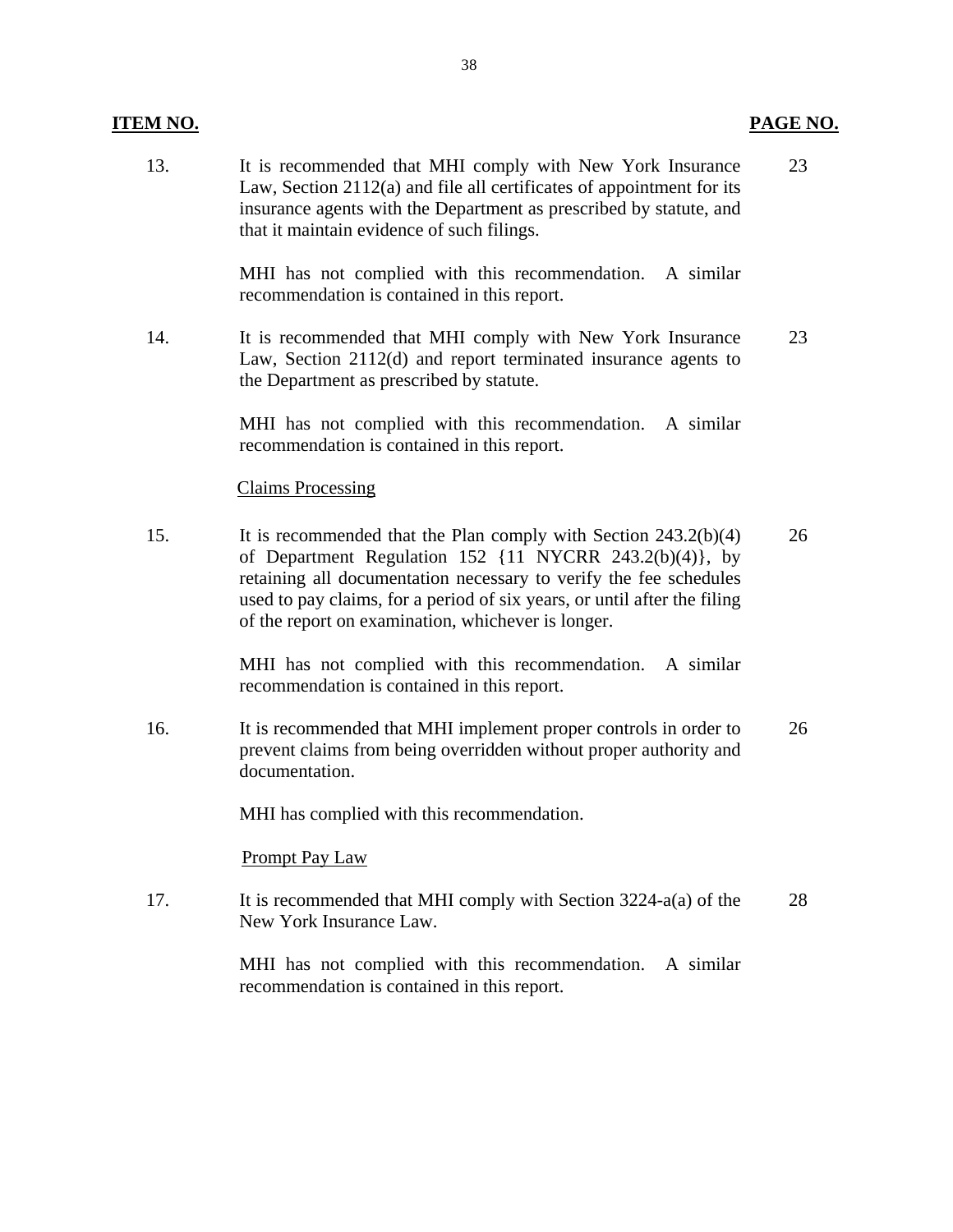| ITEM NO. | | PAGE NO. |
|---|---|---|
| 13. | It is recommended that MHI comply with New York Insurance Law, Section 2112(a) and file all certificates of appointment for its insurance agents with the Department as prescribed by statute, and that it maintain evidence of such filings.<br><br>MHI has not complied with this recommendation. A similar recommendation is contained in this report. | 23 |
| 14. | It is recommended that MHI comply with New York Insurance Law, Section 2112(d) and report terminated insurance agents to the Department as prescribed by statute.<br><br>MHI has not complied with this recommendation. A similar recommendation is contained in this report. | 23 |
| | Claims Processing | |
| 15. | It is recommended that the Plan comply with Section 243.2(b)(4) of Department Regulation 152 {11 NYCRR 243.2(b)(4)}, by retaining all documentation necessary to verify the fee schedules used to pay claims, for a period of six years, or until after the filing of the report on examination, whichever is longer.<br><br>MHI has not complied with this recommendation. A similar recommendation is contained in this report. | 26 |
| 16. | It is recommended that MHI implement proper controls in order to prevent claims from being overridden without proper authority and documentation.<br><br>MHI has complied with this recommendation. | 26 |
| | Prompt Pay Law | |
| 17. | It is recommended that MHI comply with Section 3224-a(a) of the New York Insurance Law.<br><br>MHI has not complied with this recommendation. A similar recommendation is contained in this report. | 28 |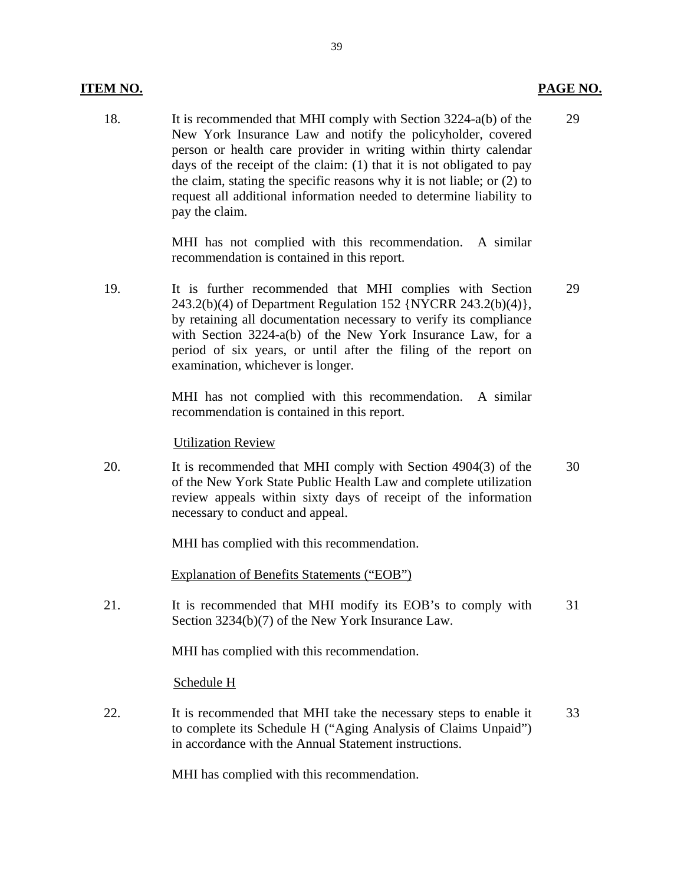| ITEM NO. | | PAGE NO. |
|---|---|---|
| 18. | It is recommended that MHI comply with Section 3224-a(b) of the New York Insurance Law and notify the policyholder, covered person or health care provider in writing within thirty calendar days of the receipt of the claim: (1) that it is not obligated to pay the claim, stating the specific reasons why it is not liable; or (2) to request all additional information needed to determine liability to pay the claim.<br><br>MHI has not complied with this recommendation. A similar recommendation is contained in this report. | 29 |
| 19. | It is further recommended that MHI complies with Section 243.2(b)(4) of Department Regulation 152 {NYCRR 243.2(b)(4)}, by retaining all documentation necessary to verify its compliance with Section 3224-a(b) of the New York Insurance Law, for a period of six years, or until after the filing of the report on examination, whichever is longer.<br><br>MHI has not complied with this recommendation. A similar recommendation is contained in this report. | 29 |
| | <u>Utilization Review</u> | |
| 20. | It is recommended that MHI comply with Section 4904(3) of the of the New York State Public Health Law and complete utilization review appeals within sixty days of receipt of the information necessary to conduct and appeal.<br><br>MHI has complied with this recommendation. | 30 |
| | <u>Explanation of Benefits Statements ("EOB")</u> | |
| 21. | It is recommended that MHI modify its EOB's to comply with Section 3234(b)(7) of the New York Insurance Law.<br><br>MHI has complied with this recommendation. | 31 |
| | <u>Schedule H</u> | |
| 22. | It is recommended that MHI take the necessary steps to enable it to complete its Schedule H ("Aging Analysis of Claims Unpaid") in accordance with the Annual Statement instructions.<br><br>MHI has complied with this recommendation. | 33 |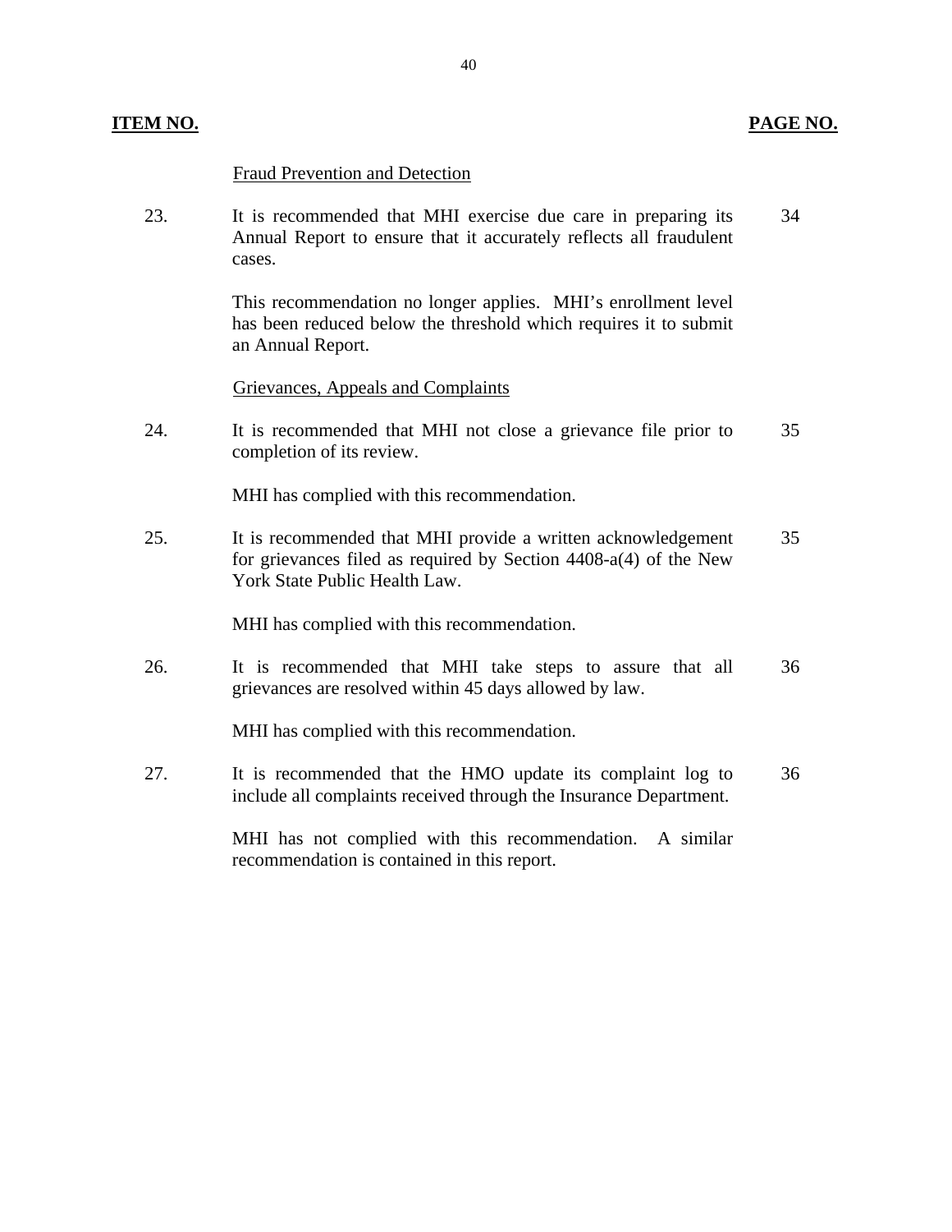| ITEM NO. | | PAGE NO. |
|---|---|---|
| | Fraud Prevention and Detection | |
| 23. | It is recommended that MHI exercise due care in preparing its Annual Report to ensure that it accurately reflects all fraudulent cases.<br><br>This recommendation no longer applies. MHI's enrollment level has been reduced below the threshold which requires it to submit an Annual Report. | 34 |
| | Grievances, Appeals and Complaints | |
| 24. | It is recommended that MHI not close a grievance file prior to completion of its review.<br><br>MHI has complied with this recommendation. | 35 |
| 25. | It is recommended that MHI provide a written acknowledgement for grievances filed as required by Section 4408-a(4) of the New York State Public Health Law.<br><br>MHI has complied with this recommendation. | 35 |
| 26. | It is recommended that MHI take steps to assure that all grievances are resolved within 45 days allowed by law.<br><br>MHI has complied with this recommendation. | 36 |
| 27. | It is recommended that the HMO update its complaint log to include all complaints received through the Insurance Department.<br><br>MHI has not complied with this recommendation. A similar recommendation is contained in this report. | 36 |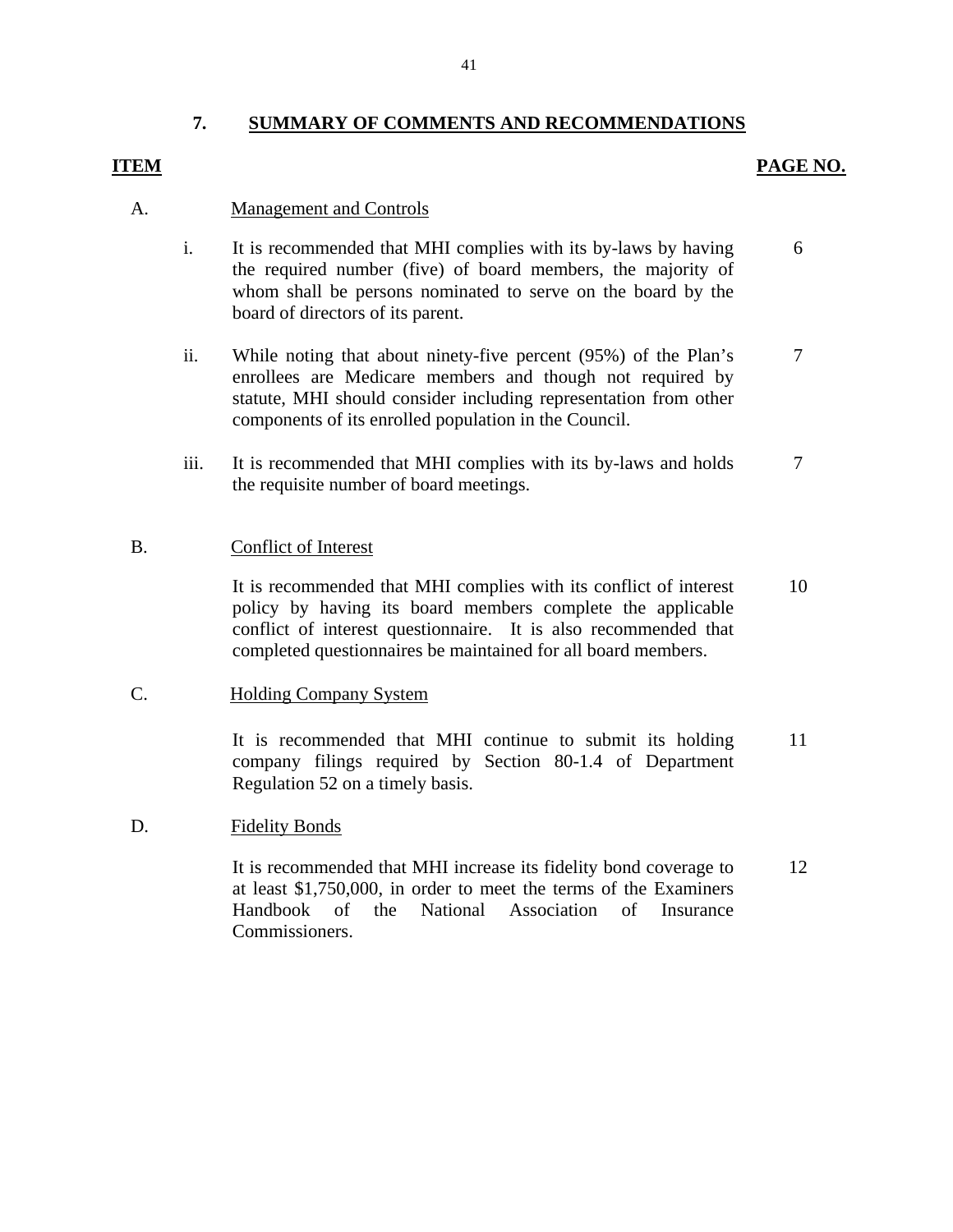## 7. SUMMARY OF COMMENTS AND RECOMMENDATIONS

| ITEM | | | PAGE NO. |
|---|---|---|---|
| A. | | Management and Controls | |
| | i. | It is recommended that MHI complies with its by-laws by having the required number (five) of board members, the majority of whom shall be persons nominated to serve on the board by the board of directors of its parent. | 6 |
| | ii. | While noting that about ninety-five percent (95%) of the Plan's enrollees are Medicare members and though not required by statute, MHI should consider including representation from other components of its enrolled population in the Council. | 7 |
| | iii. | It is recommended that MHI complies with its by-laws and holds the requisite number of board meetings. | 7 |
| B. | | Conflict of Interest | |
| | | It is recommended that MHI complies with its conflict of interest policy by having its board members complete the applicable conflict of interest questionnaire. It is also recommended that completed questionnaires be maintained for all board members. | 10 |
| C. | | Holding Company System | |
| | | It is recommended that MHI continue to submit its holding company filings required by Section 80-1.4 of Department Regulation 52 on a timely basis. | 11 |
| D. | | Fidelity Bonds | |
| | | It is recommended that MHI increase its fidelity bond coverage to at least $1,750,000, in order to meet the terms of the Examiners Handbook of the National Association of Insurance Commissioners. | 12 |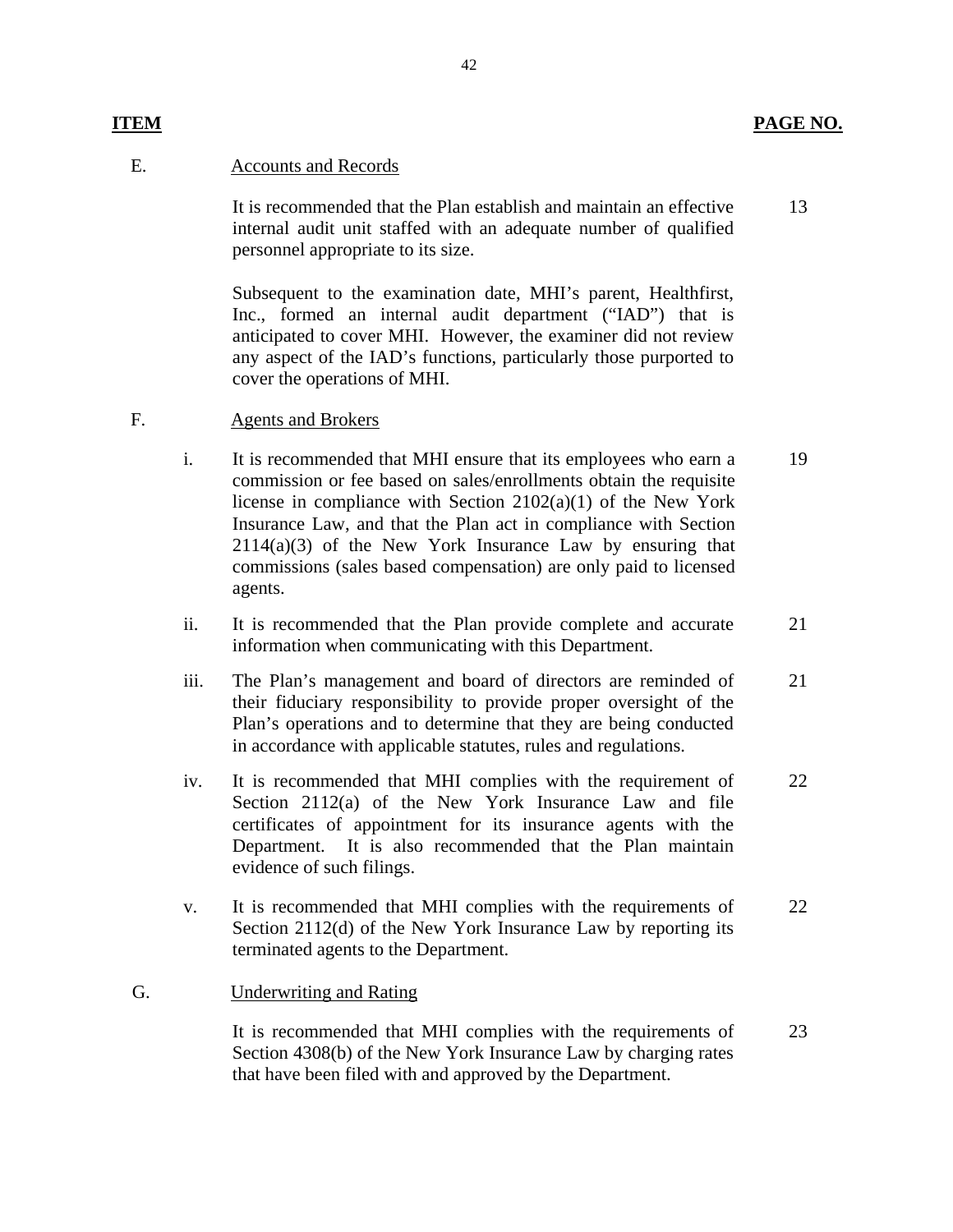| ITEM | | PAGE NO. |
|---|---|---|
| E. | Accounts and Records | |
| | It is recommended that the Plan establish and maintain an effective internal audit unit staffed with an adequate number of qualified personnel appropriate to its size. | 13 |
| | Subsequent to the examination date, MHI's parent, Healthfirst, Inc., formed an internal audit department ("IAD") that is anticipated to cover MHI. However, the examiner did not review any aspect of the IAD's functions, particularly those purported to cover the operations of MHI. | |
| F. | Agents and Brokers | |
| i. | It is recommended that MHI ensure that its employees who earn a commission or fee based on sales/enrollments obtain the requisite license in compliance with Section 2102(a)(1) of the New York Insurance Law, and that the Plan act in compliance with Section 2114(a)(3) of the New York Insurance Law by ensuring that commissions (sales based compensation) are only paid to licensed agents. | 19 |
| ii. | It is recommended that the Plan provide complete and accurate information when communicating with this Department. | 21 |
| iii. | The Plan's management and board of directors are reminded of their fiduciary responsibility to provide proper oversight of the Plan's operations and to determine that they are being conducted in accordance with applicable statutes, rules and regulations. | 21 |
| iv. | It is recommended that MHI complies with the requirement of Section 2112(a) of the New York Insurance Law and file certificates of appointment for its insurance agents with the Department. It is also recommended that the Plan maintain evidence of such filings. | 22 |
| v. | It is recommended that MHI complies with the requirements of Section 2112(d) of the New York Insurance Law by reporting its terminated agents to the Department. | 22 |
| G. | Underwriting and Rating | |
| | It is recommended that MHI complies with the requirements of Section 4308(b) of the New York Insurance Law by charging rates that have been filed with and approved by the Department. | 23 |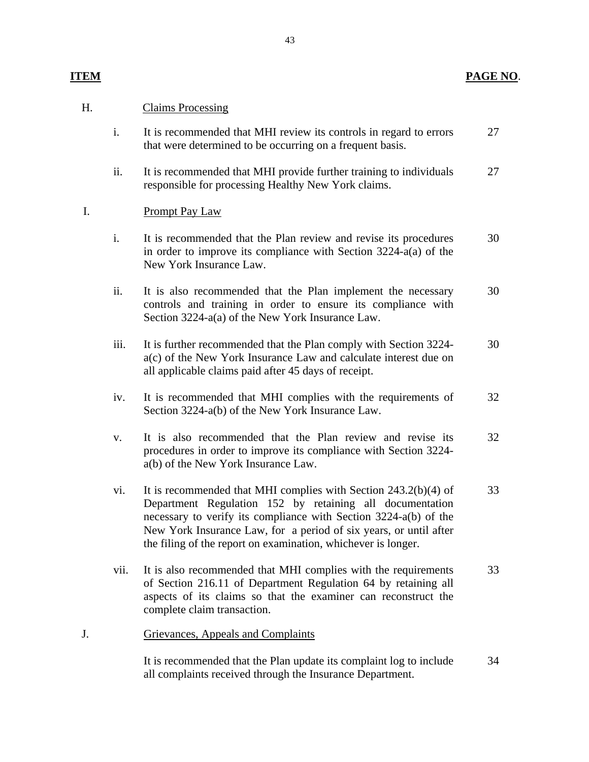| ITEM | | | PAGE NO. |
|---|---|---|---|
| H. | | Claims Processing | |
| | i. | It is recommended that MHI review its controls in regard to errors that were determined to be occurring on a frequent basis. | 27 |
| | ii. | It is recommended that MHI provide further training to individuals responsible for processing Healthy New York claims. | 27 |
| I. | | Prompt Pay Law | |
| | i. | It is recommended that the Plan review and revise its procedures in order to improve its compliance with Section 3224-a(a) of the New York Insurance Law. | 30 |
| | ii. | It is also recommended that the Plan implement the necessary controls and training in order to ensure its compliance with Section 3224-a(a) of the New York Insurance Law. | 30 |
| | iii. | It is further recommended that the Plan comply with Section 3224-a(c) of the New York Insurance Law and calculate interest due on all applicable claims paid after 45 days of receipt. | 30 |
| | iv. | It is recommended that MHI complies with the requirements of Section 3224-a(b) of the New York Insurance Law. | 32 |
| | v. | It is also recommended that the Plan review and revise its procedures in order to improve its compliance with Section 3224-a(b) of the New York Insurance Law. | 32 |
| | vi. | It is recommended that MHI complies with Section 243.2(b)(4) of Department Regulation 152 by retaining all documentation necessary to verify its compliance with Section 3224-a(b) of the New York Insurance Law, for a period of six years, or until after the filing of the report on examination, whichever is longer. | 33 |
| | vii. | It is also recommended that MHI complies with the requirements of Section 216.11 of Department Regulation 64 by retaining all aspects of its claims so that the examiner can reconstruct the complete claim transaction. | 33 |
| J. | | Grievances, Appeals and Complaints | |
| | | It is recommended that the Plan update its complaint log to include all complaints received through the Insurance Department. | 34 |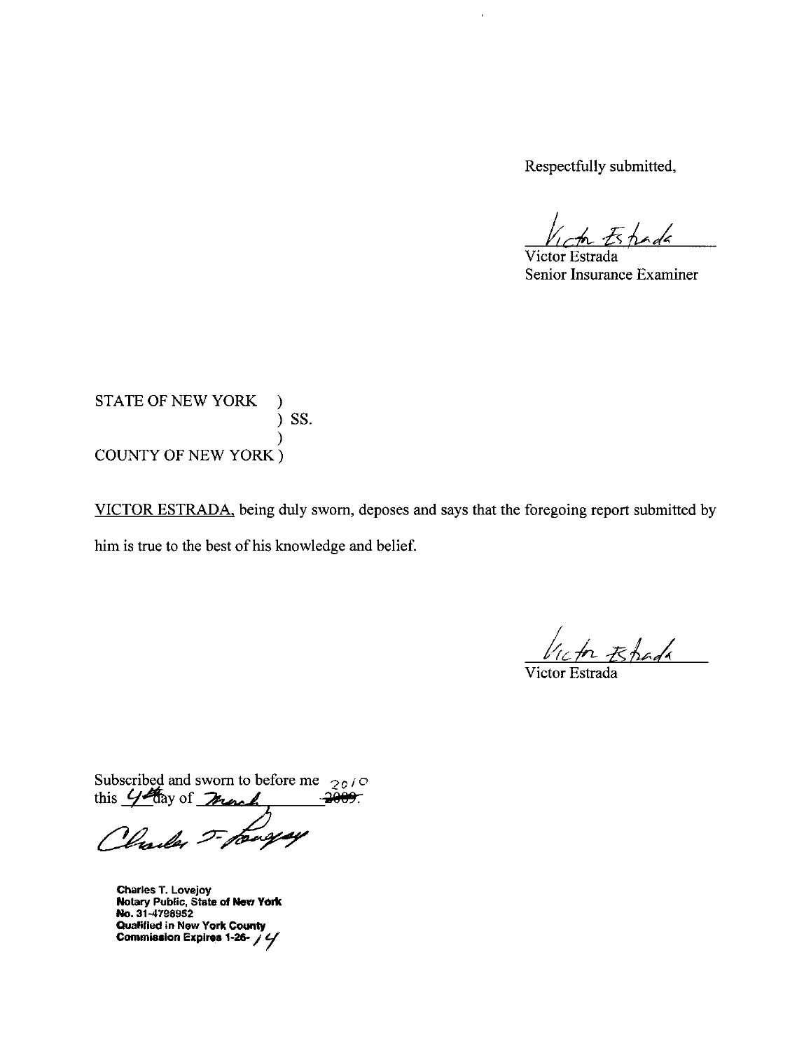Respectfully submitted,

Victor Estrada
Senior Insurance Examiner

STATE OF NEW YORK )
) SS.
)
COUNTY OF NEW YORK )

VICTOR ESTRADA, being duly sworn, deposes and says that the foregoing report submitted by him is true to the best of his knowledge and belief.

Victor Estrada

Subscribed and sworn to before me this 4th day of March ~~2009~~ 2010.

**Charles T. Lovejoy**
**Notary Public, State of New York**
**No. 31-4798952**
**Qualified in New York County**
**Commission Expires 1-26-14**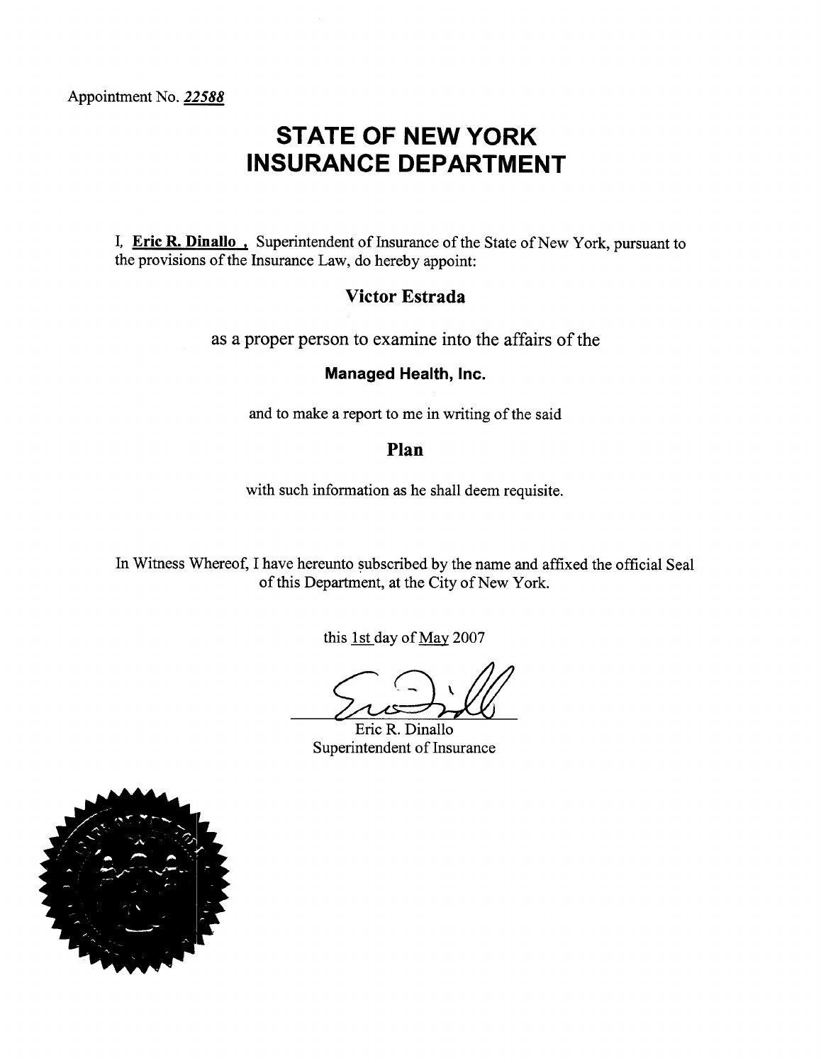Appointment No. *22588*

# STATE OF NEW YORK INSURANCE DEPARTMENT

I, **Eric R. Dinallo ,** Superintendent of Insurance of the State of New York, pursuant to the provisions of the Insurance Law, do hereby appoint:

**Victor Estrada**

as a proper person to examine into the affairs of the

**Managed Health, Inc.**

and to make a report to me in writing of the said

**Plan**

with such information as he shall deem requisite.

In Witness Whereof, I have hereunto subscribed by the name and affixed the official Seal of this Department, at the City of New York.

this 1st day of May 2007

Eric R. Dinallo
Superintendent of Insurance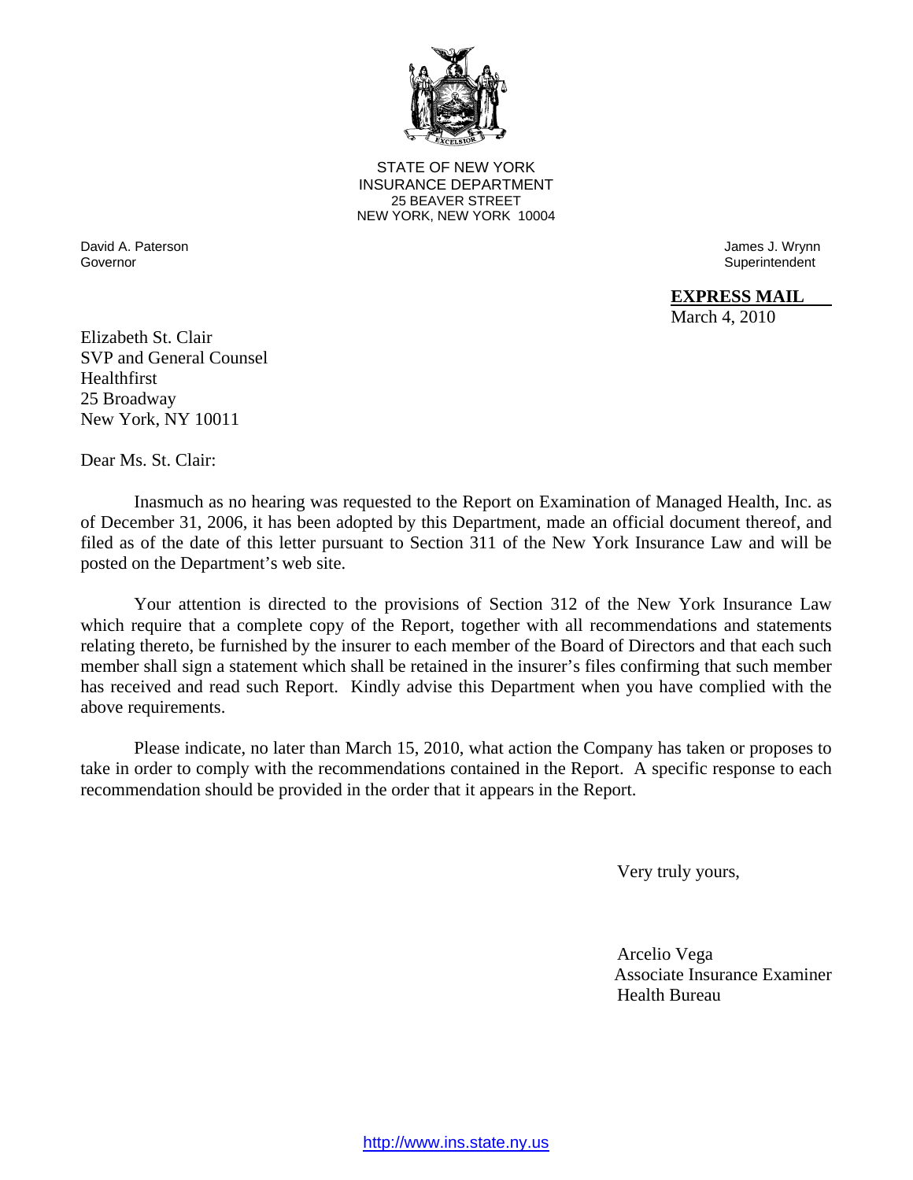STATE OF NEW YORK
INSURANCE DEPARTMENT
25 BEAVER STREET
NEW YORK, NEW YORK 10004

David A. Paterson
Governor

James J. Wrynn
Superintendent

**EXPRESS MAIL**
March 4, 2010

Elizabeth St. Clair
SVP and General Counsel
Healthfirst
25 Broadway
New York, NY 10011

Dear Ms. St. Clair:

Inasmuch as no hearing was requested to the Report on Examination of Managed Health, Inc. as of December 31, 2006, it has been adopted by this Department, made an official document thereof, and filed as of the date of this letter pursuant to Section 311 of the New York Insurance Law and will be posted on the Department's web site.

Your attention is directed to the provisions of Section 312 of the New York Insurance Law which require that a complete copy of the Report, together with all recommendations and statements relating thereto, be furnished by the insurer to each member of the Board of Directors and that each such member shall sign a statement which shall be retained in the insurer's files confirming that such member has received and read such Report. Kindly advise this Department when you have complied with the above requirements.

Please indicate, no later than March 15, 2010, what action the Company has taken or proposes to take in order to comply with the recommendations contained in the Report. A specific response to each recommendation should be provided in the order that it appears in the Report.

Very truly yours,

Arcelio Vega
Associate Insurance Examiner
Health Bureau

http://www.ins.state.ny.us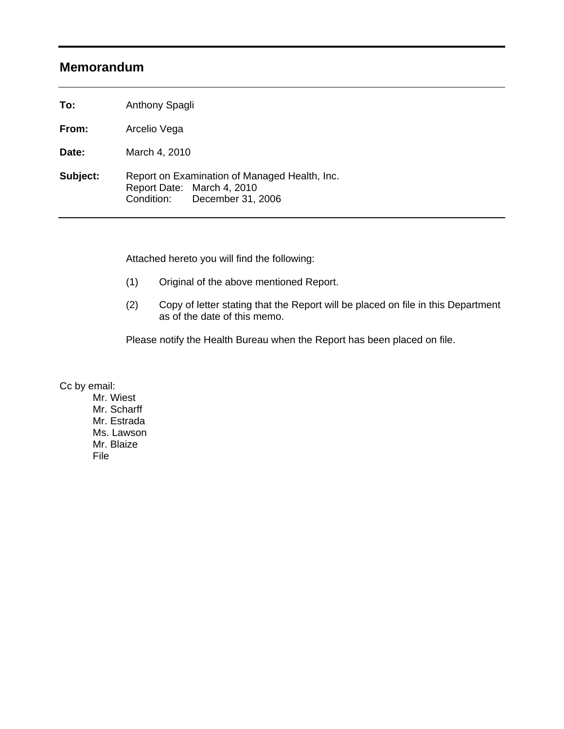## Memorandum

---

**To:** Anthony Spagli

**From:** Arcelio Vega

**Date:** March 4, 2010

**Subject:** Report on Examination of Managed Health, Inc.
Report Date: March 4, 2010
Condition: December 31, 2006

---

Attached hereto you will find the following:

(1) Original of the above mentioned Report.

(2) Copy of letter stating that the Report will be placed on file in this Department as of the date of this memo.

Please notify the Health Bureau when the Report has been placed on file.

Cc by email:
- Mr. Wiest
- Mr. Scharff
- Mr. Estrada
- Ms. Lawson
- Mr. Blaize
- File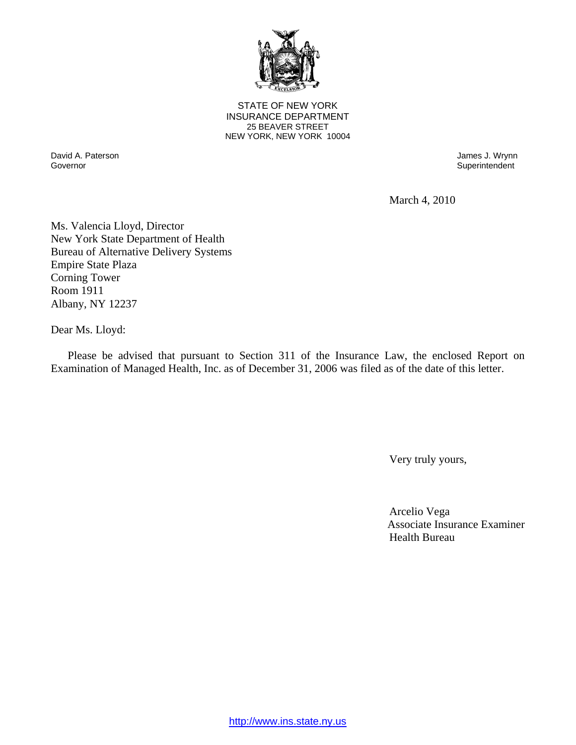STATE OF NEW YORK
INSURANCE DEPARTMENT
25 BEAVER STREET
NEW YORK, NEW YORK 10004

David A. Paterson
Governor

James J. Wrynn
Superintendent

March 4, 2010

Ms. Valencia Lloyd, Director
New York State Department of Health
Bureau of Alternative Delivery Systems
Empire State Plaza
Corning Tower
Room 1911
Albany, NY 12237

Dear Ms. Lloyd:

Please be advised that pursuant to Section 311 of the Insurance Law, the enclosed Report on Examination of Managed Health, Inc. as of December 31, 2006 was filed as of the date of this letter.

Very truly yours,

Arcelio Vega
Associate Insurance Examiner
Health Bureau

http://www.ins.state.ny.us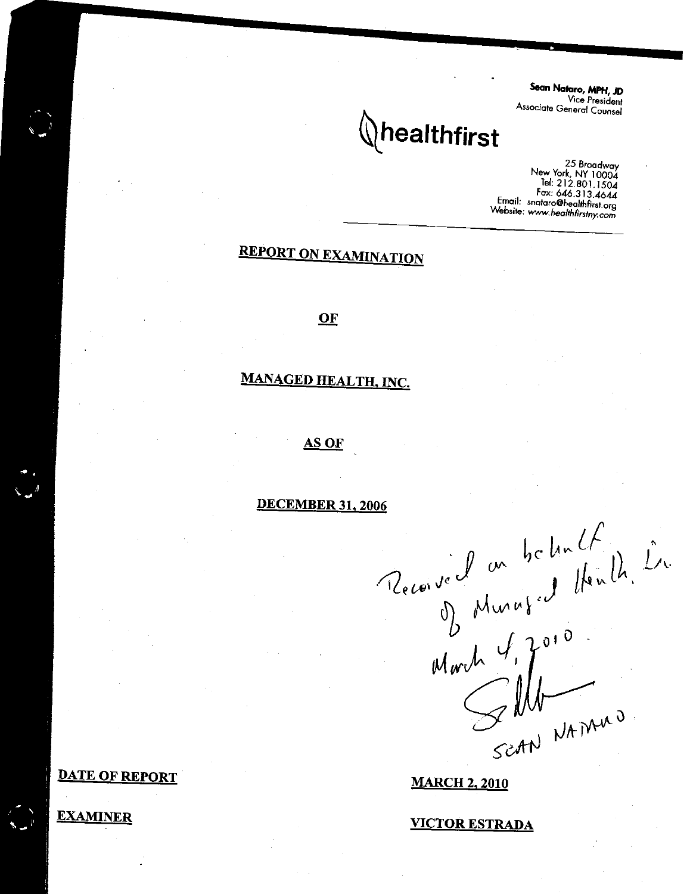Sean Nataro, MPH, JD
Vice President
Associate General Counsel

healthfirst

25 Broadway
New York, NY 10004
Tel: 212.801.1504
Fax: 646.313.4644
Email: snataro@healthfirst.org
Website: www.healthfirstny.com

---

**REPORT ON EXAMINATION**

**OF**

**MANAGED HEALTH, INC.**

**AS OF**

**DECEMBER 31, 2006**

Received on behalf of Managed Health, Inc. March 4, 2010.

SEAN NATARO.

| | |
|---|---|
| **DATE OF REPORT** | **MARCH 2, 2010** |
| **EXAMINER** | **VICTOR ESTRADA** |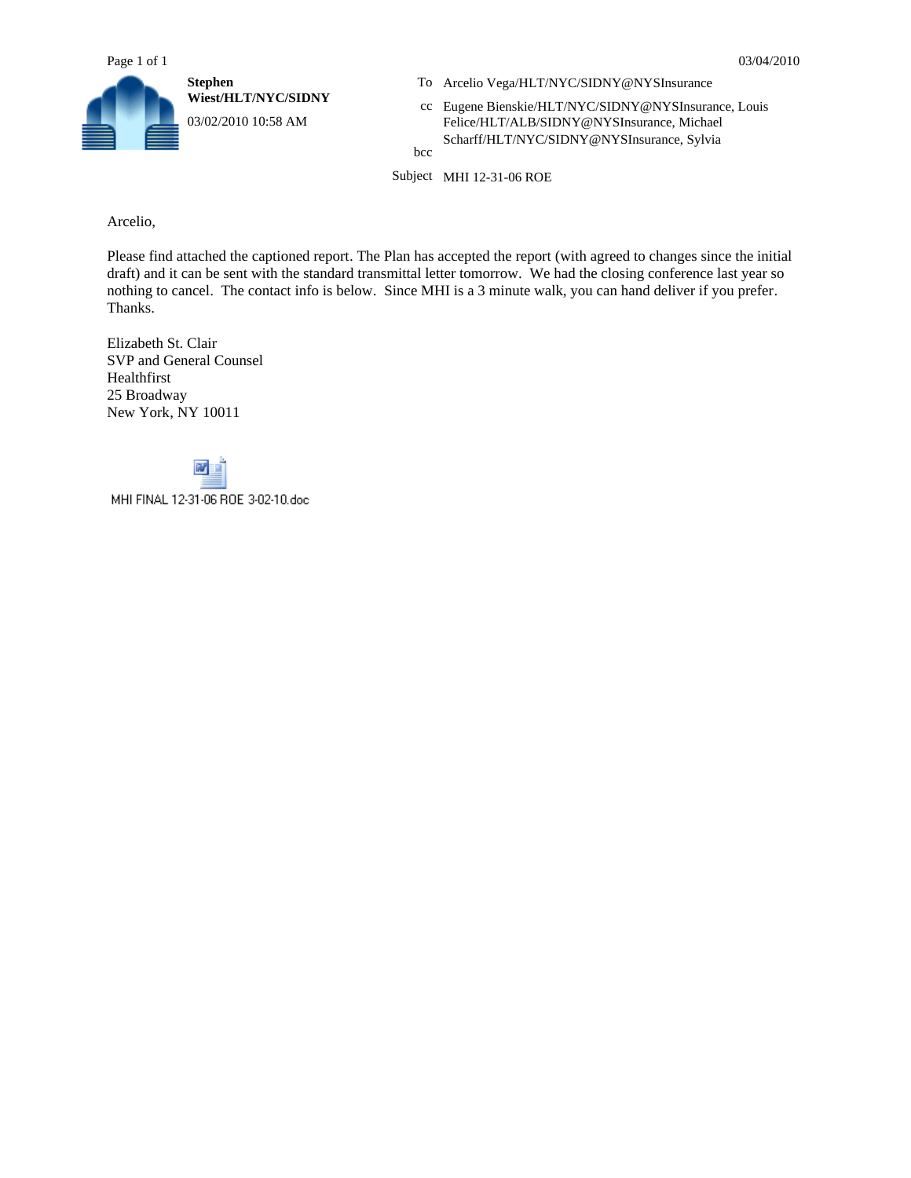**Stephen Wiest/HLT/NYC/SIDNY**

03/02/2010 10:58 AM

To: Arcelio Vega/HLT/NYC/SIDNY@NYSInsurance

cc: Eugene Bienskie/HLT/NYC/SIDNY@NYSInsurance, Louis Felice/HLT/ALB/SIDNY@NYSInsurance, Michael Scharff/HLT/NYC/SIDNY@NYSInsurance, Sylvia

bcc:

Subject: MHI 12-31-06 ROE

Arcelio,

Please find attached the captioned report. The Plan has accepted the report (with agreed to changes since the initial draft) and it can be sent with the standard transmittal letter tomorrow. We had the closing conference last year so nothing to cancel. The contact info is below. Since MHI is a 3 minute walk, you can hand deliver if you prefer. Thanks.

Elizabeth St. Clair
SVP and General Counsel
Healthfirst
25 Broadway
New York, NY 10011

MHI FINAL 12-31-06 ROE 3-02-10.doc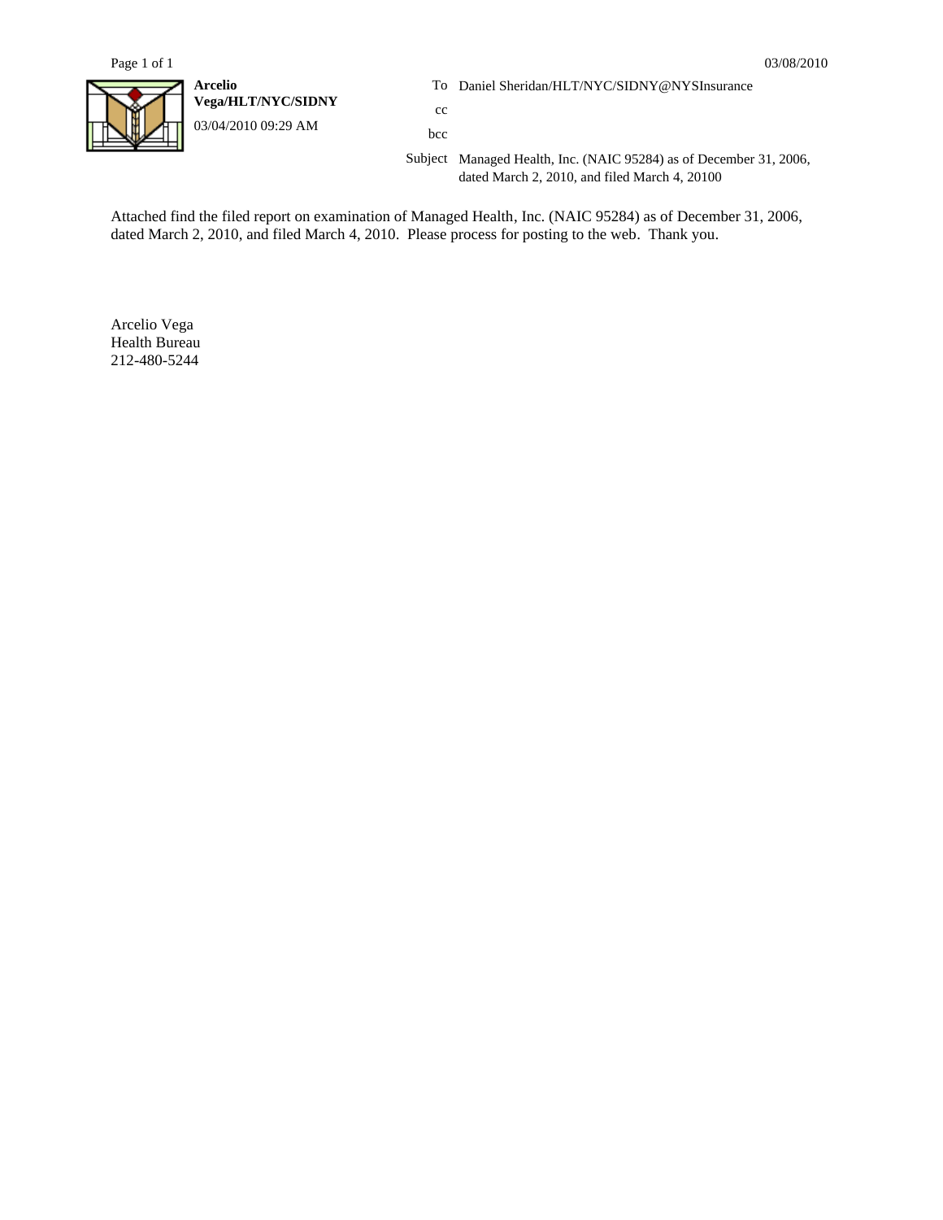**Arcelio Vega/HLT/NYC/SIDNY**

03/04/2010 09:29 AM

To: Daniel Sheridan/HLT/NYC/SIDNY@NYSInsurance

cc:

bcc:

Subject: Managed Health, Inc. (NAIC 95284) as of December 31, 2006, dated March 2, 2010, and filed March 4, 20100

Attached find the filed report on examination of Managed Health, Inc. (NAIC 95284) as of December 31, 2006, dated March 2, 2010, and filed March 4, 2010. Please process for posting to the web. Thank you.

Arcelio Vega
Health Bureau
212-480-5244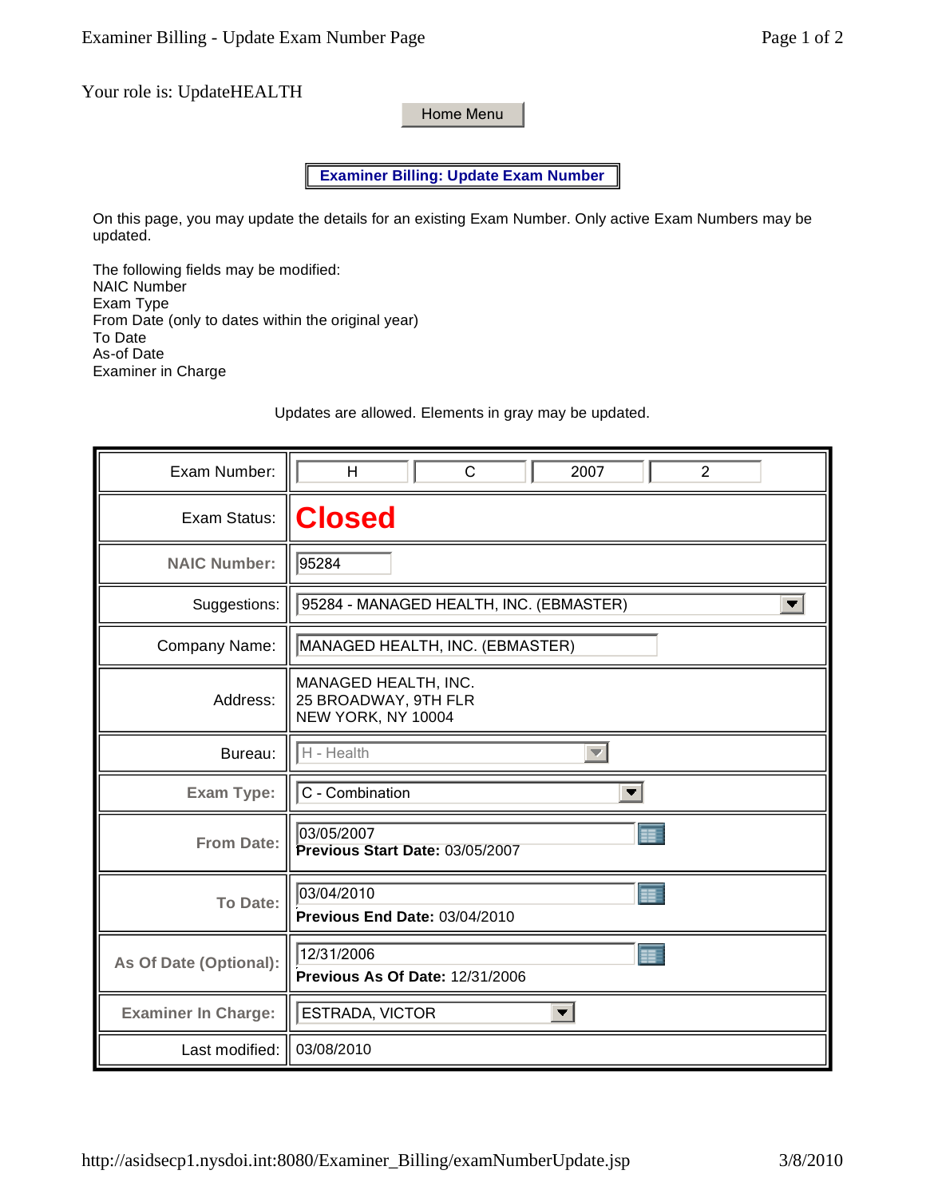Your role is: UpdateHEALTH

Home Menu

## Examiner Billing: Update Exam Number

On this page, you may update the details for an existing Exam Number. Only active Exam Numbers may be updated.

The following fields may be modified:
NAIC Number
Exam Type
From Date (only to dates within the original year)
To Date
As-of Date
Examiner in Charge

Updates are allowed. Elements in gray may be updated.

| | |
|---|---|
| Exam Number: | H \| C \| 2007 \| 2 |
| Exam Status: | **Closed** |
| **NAIC Number:** | 95284 |
| Suggestions: | 95284 - MANAGED HEALTH, INC. (EBMASTER) |
| Company Name: | MANAGED HEALTH, INC. (EBMASTER) |
| Address: | MANAGED HEALTH, INC.<br>25 BROADWAY, 9TH FLR<br>NEW YORK, NY 10004 |
| Bureau: | H - Health |
| **Exam Type:** | C - Combination |
| **From Date:** | 03/05/2007<br>**Previous Start Date:** 03/05/2007 |
| **To Date:** | 03/04/2010<br>**Previous End Date:** 03/04/2010 |
| **As Of Date (Optional):** | 12/31/2006<br>**Previous As Of Date:** 12/31/2006 |
| **Examiner In Charge:** | ESTRADA, VICTOR |
| Last modified: | 03/08/2010 |